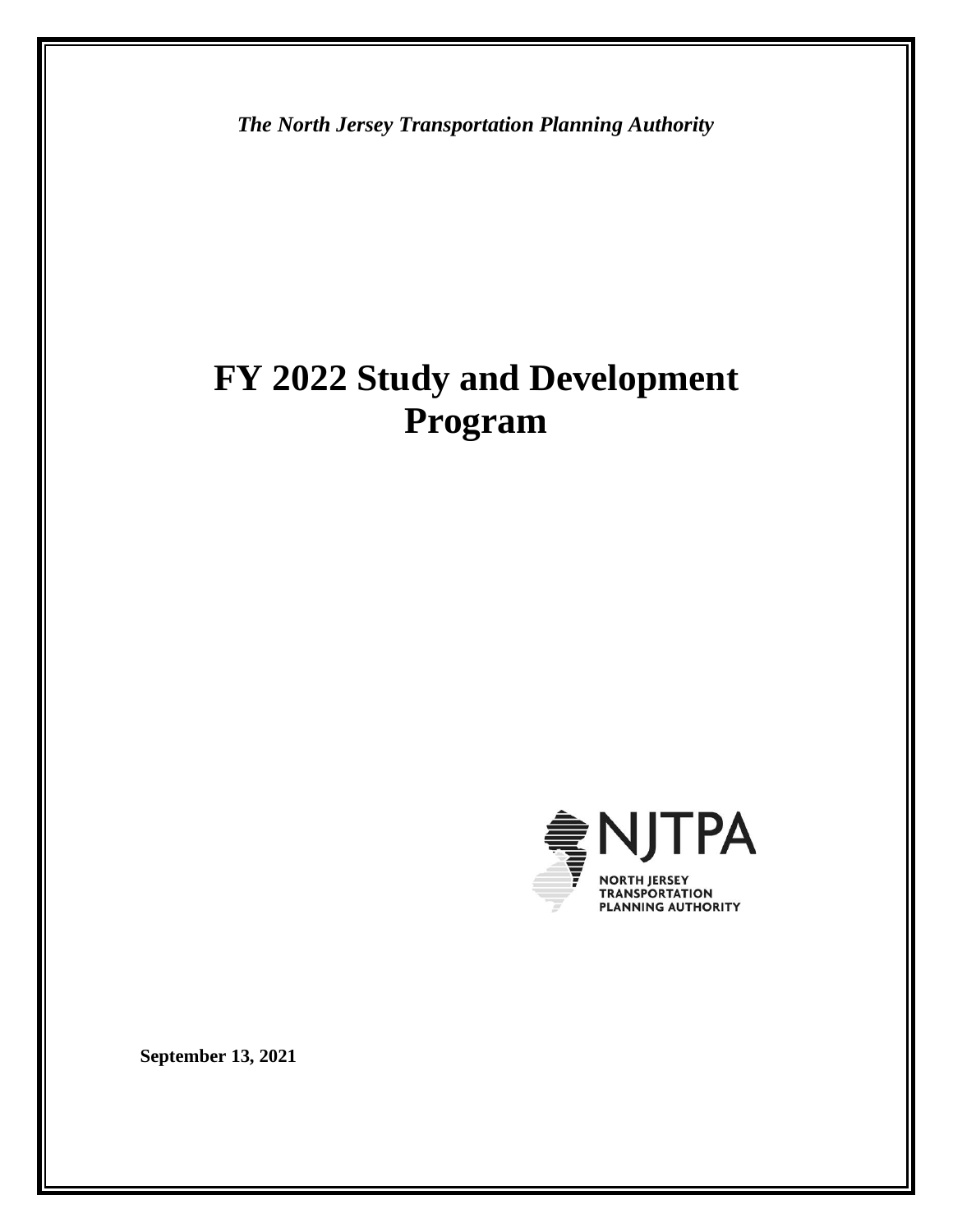*The North Jersey Transportation Planning Authority*

# FY 2022 Study and Development Program

NJTPA

NORTH JERSEY TRANSPORTATION PLANNING AUTHORITY

**September 13, 2021**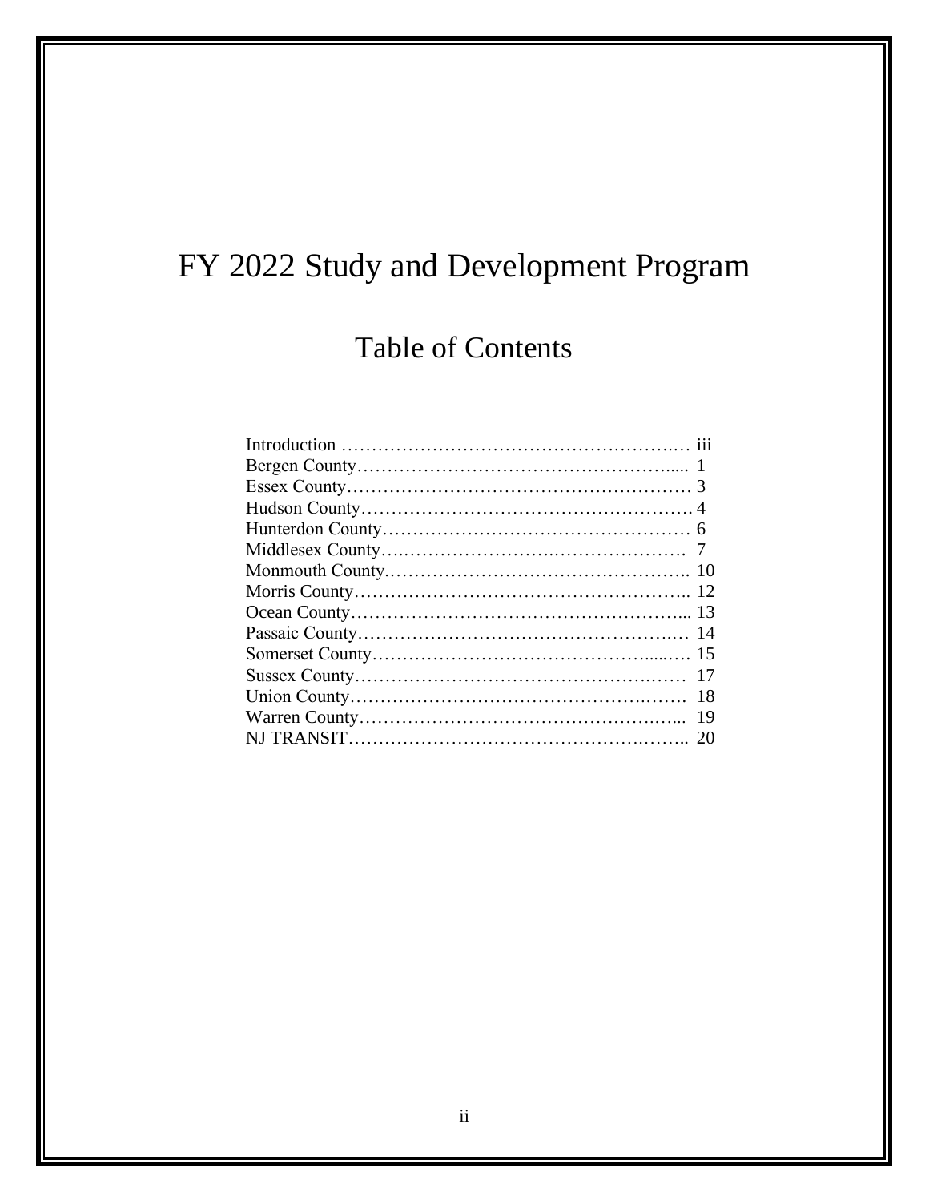# FY 2022 Study and Development Program

## Table of Contents

| | |
|---|---|
| Introduction | iii |
| Bergen County | 1 |
| Essex County | 3 |
| Hudson County | 4 |
| Hunterdon County | 6 |
| Middlesex County | 7 |
| Monmouth County | 10 |
| Morris County | 12 |
| Ocean County | 13 |
| Passaic County | 14 |
| Somerset County | 15 |
| Sussex County | 17 |
| Union County | 18 |
| Warren County | 19 |
| NJ TRANSIT | 20 |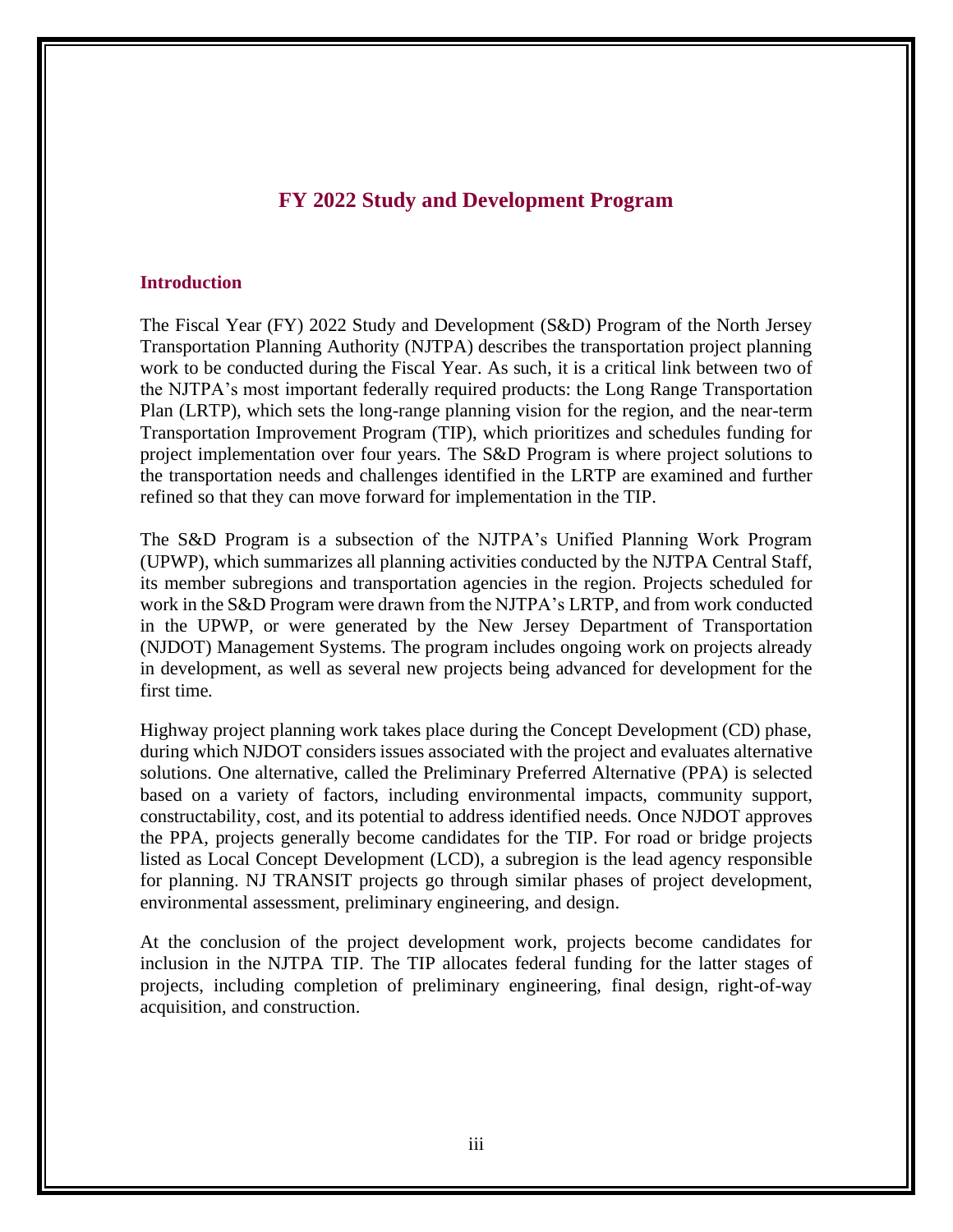# FY 2022 Study and Development Program

## Introduction

The Fiscal Year (FY) 2022 Study and Development (S&D) Program of the North Jersey Transportation Planning Authority (NJTPA) describes the transportation project planning work to be conducted during the Fiscal Year. As such, it is a critical link between two of the NJTPA's most important federally required products: the Long Range Transportation Plan (LRTP), which sets the long-range planning vision for the region, and the near-term Transportation Improvement Program (TIP), which prioritizes and schedules funding for project implementation over four years. The S&D Program is where project solutions to the transportation needs and challenges identified in the LRTP are examined and further refined so that they can move forward for implementation in the TIP.

The S&D Program is a subsection of the NJTPA's Unified Planning Work Program (UPWP), which summarizes all planning activities conducted by the NJTPA Central Staff, its member subregions and transportation agencies in the region. Projects scheduled for work in the S&D Program were drawn from the NJTPA's LRTP, and from work conducted in the UPWP, or were generated by the New Jersey Department of Transportation (NJDOT) Management Systems. The program includes ongoing work on projects already in development, as well as several new projects being advanced for development for the first time.

Highway project planning work takes place during the Concept Development (CD) phase, during which NJDOT considers issues associated with the project and evaluates alternative solutions. One alternative, called the Preliminary Preferred Alternative (PPA) is selected based on a variety of factors, including environmental impacts, community support, constructability, cost, and its potential to address identified needs. Once NJDOT approves the PPA, projects generally become candidates for the TIP. For road or bridge projects listed as Local Concept Development (LCD), a subregion is the lead agency responsible for planning. NJ TRANSIT projects go through similar phases of project development, environmental assessment, preliminary engineering, and design.

At the conclusion of the project development work, projects become candidates for inclusion in the NJTPA TIP. The TIP allocates federal funding for the latter stages of projects, including completion of preliminary engineering, final design, right-of-way acquisition, and construction.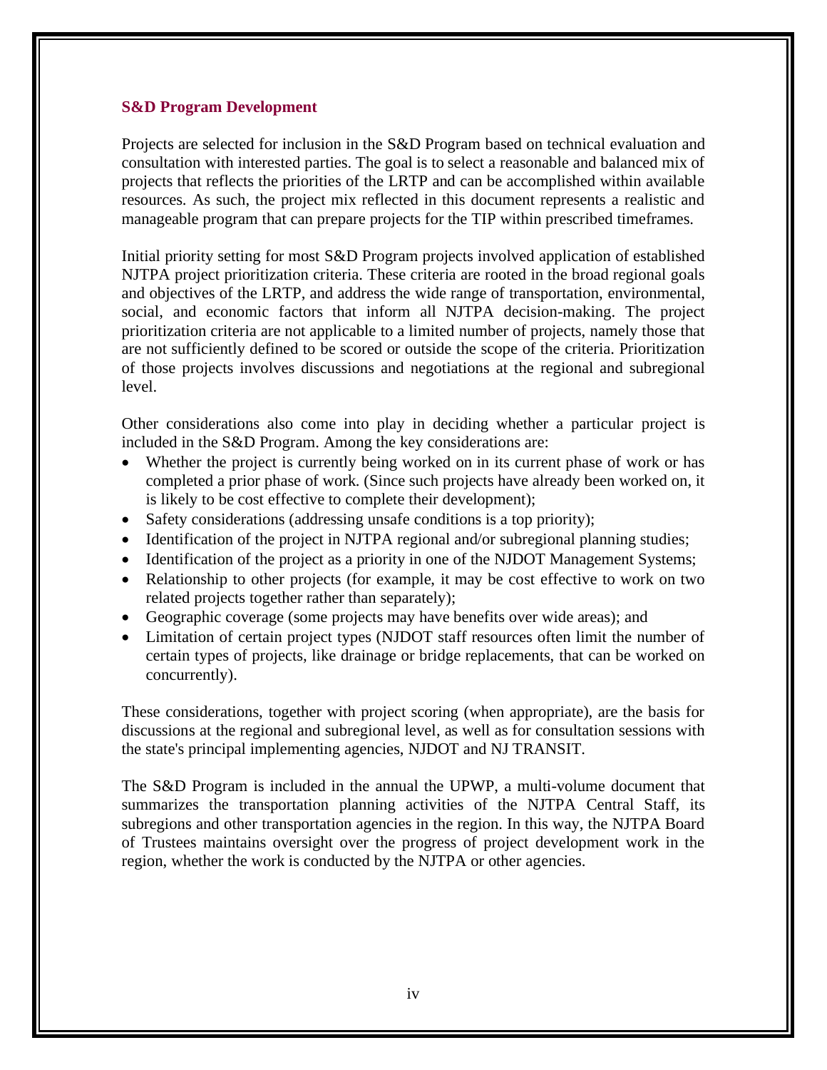### S&D Program Development

Projects are selected for inclusion in the S&D Program based on technical evaluation and consultation with interested parties. The goal is to select a reasonable and balanced mix of projects that reflects the priorities of the LRTP and can be accomplished within available resources. As such, the project mix reflected in this document represents a realistic and manageable program that can prepare projects for the TIP within prescribed timeframes.

Initial priority setting for most S&D Program projects involved application of established NJTPA project prioritization criteria. These criteria are rooted in the broad regional goals and objectives of the LRTP, and address the wide range of transportation, environmental, social, and economic factors that inform all NJTPA decision-making. The project prioritization criteria are not applicable to a limited number of projects, namely those that are not sufficiently defined to be scored or outside the scope of the criteria. Prioritization of those projects involves discussions and negotiations at the regional and subregional level.

Other considerations also come into play in deciding whether a particular project is included in the S&D Program. Among the key considerations are:

- Whether the project is currently being worked on in its current phase of work or has completed a prior phase of work. (Since such projects have already been worked on, it is likely to be cost effective to complete their development);
- Safety considerations (addressing unsafe conditions is a top priority);
- Identification of the project in NJTPA regional and/or subregional planning studies;
- Identification of the project as a priority in one of the NJDOT Management Systems;
- Relationship to other projects (for example, it may be cost effective to work on two related projects together rather than separately);
- Geographic coverage (some projects may have benefits over wide areas); and
- Limitation of certain project types (NJDOT staff resources often limit the number of certain types of projects, like drainage or bridge replacements, that can be worked on concurrently).

These considerations, together with project scoring (when appropriate), are the basis for discussions at the regional and subregional level, as well as for consultation sessions with the state's principal implementing agencies, NJDOT and NJ TRANSIT.

The S&D Program is included in the annual the UPWP, a multi-volume document that summarizes the transportation planning activities of the NJTPA Central Staff, its subregions and other transportation agencies in the region. In this way, the NJTPA Board of Trustees maintains oversight over the progress of project development work in the region, whether the work is conducted by the NJTPA or other agencies.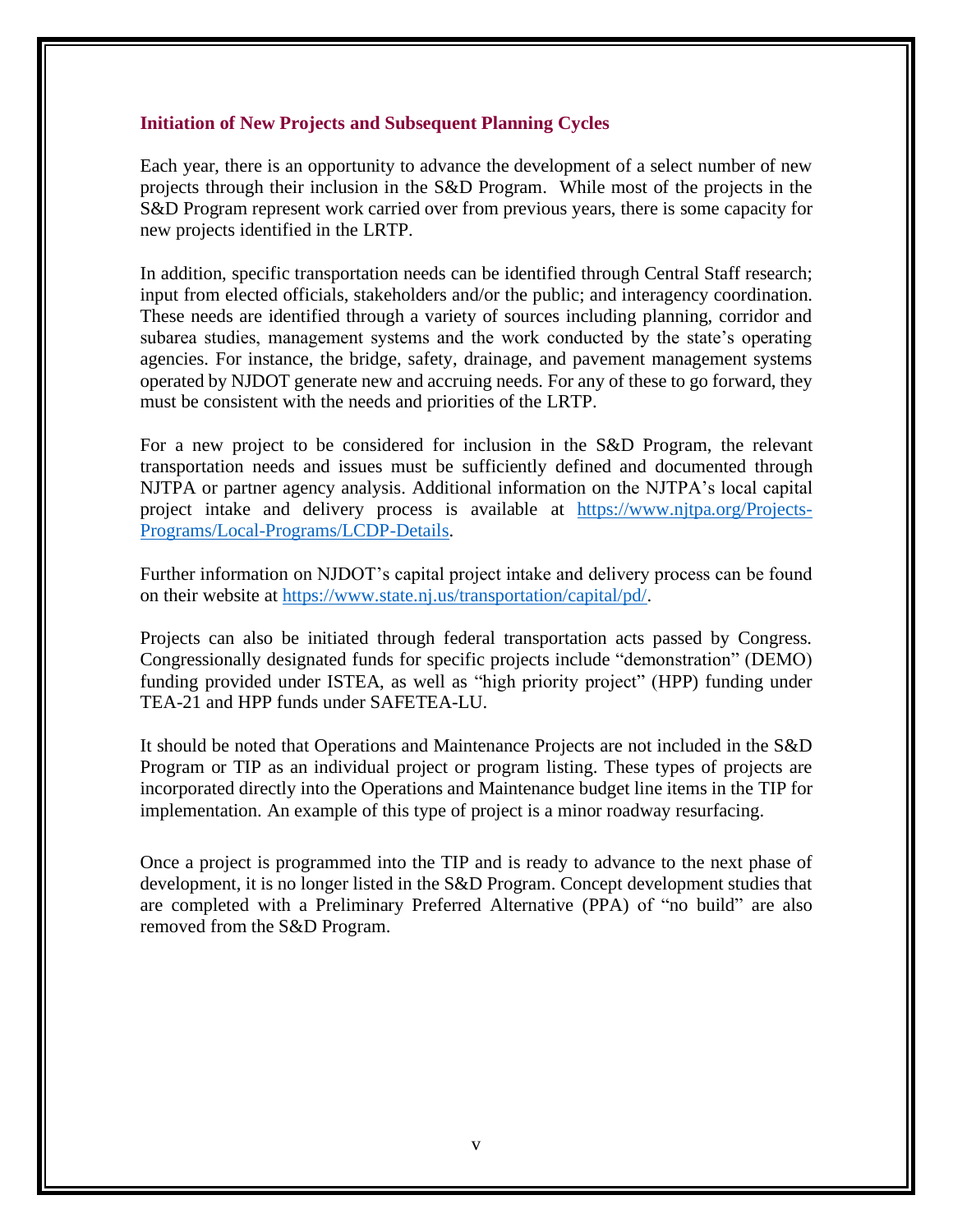## Initiation of New Projects and Subsequent Planning Cycles

Each year, there is an opportunity to advance the development of a select number of new projects through their inclusion in the S&D Program. While most of the projects in the S&D Program represent work carried over from previous years, there is some capacity for new projects identified in the LRTP.

In addition, specific transportation needs can be identified through Central Staff research; input from elected officials, stakeholders and/or the public; and interagency coordination. These needs are identified through a variety of sources including planning, corridor and subarea studies, management systems and the work conducted by the state's operating agencies. For instance, the bridge, safety, drainage, and pavement management systems operated by NJDOT generate new and accruing needs. For any of these to go forward, they must be consistent with the needs and priorities of the LRTP.

For a new project to be considered for inclusion in the S&D Program, the relevant transportation needs and issues must be sufficiently defined and documented through NJTPA or partner agency analysis. Additional information on the NJTPA's local capital project intake and delivery process is available at https://www.njtpa.org/Projects-Programs/Local-Programs/LCDP-Details.

Further information on NJDOT's capital project intake and delivery process can be found on their website at https://www.state.nj.us/transportation/capital/pd/.

Projects can also be initiated through federal transportation acts passed by Congress. Congressionally designated funds for specific projects include "demonstration" (DEMO) funding provided under ISTEA, as well as "high priority project" (HPP) funding under TEA-21 and HPP funds under SAFETEA-LU.

It should be noted that Operations and Maintenance Projects are not included in the S&D Program or TIP as an individual project or program listing. These types of projects are incorporated directly into the Operations and Maintenance budget line items in the TIP for implementation. An example of this type of project is a minor roadway resurfacing.

Once a project is programmed into the TIP and is ready to advance to the next phase of development, it is no longer listed in the S&D Program. Concept development studies that are completed with a Preliminary Preferred Alternative (PPA) of "no build" are also removed from the S&D Program.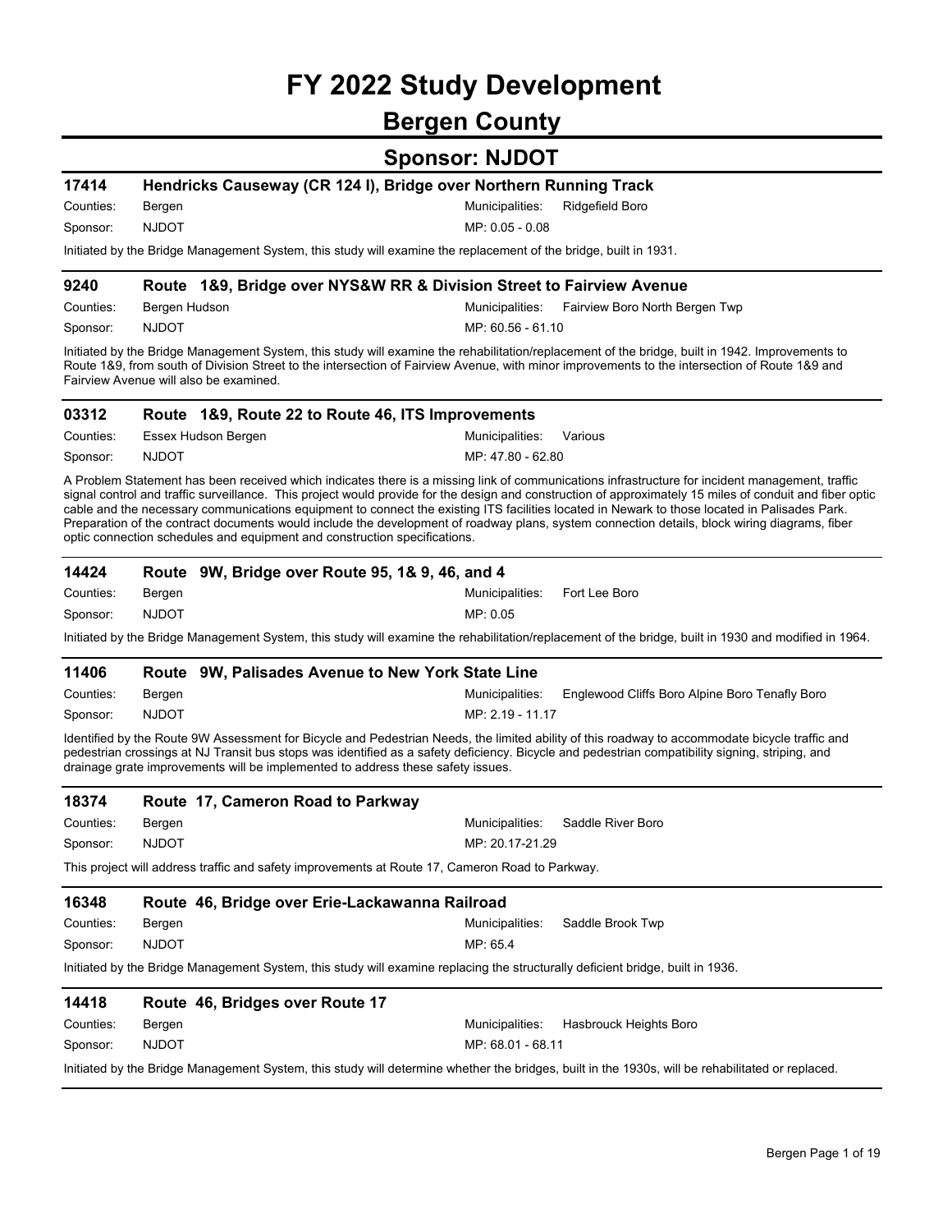# FY 2022 Study Development

## Bergen County

## Sponsor: NJDOT

### 17414 Hendricks Causeway (CR 124 I), Bridge over Northern Running Track

Counties: Bergen
Municipalities: Ridgefield Boro
Sponsor: NJDOT
MP: 0.05 - 0.08

Initiated by the Bridge Management System, this study will examine the replacement of the bridge, built in 1931.

### 9240 Route 1&9, Bridge over NYS&W RR & Division Street to Fairview Avenue

Counties: Bergen Hudson
Municipalities: Fairview Boro North Bergen Twp
Sponsor: NJDOT
MP: 60.56 - 61.10

Initiated by the Bridge Management System, this study will examine the rehabilitation/replacement of the bridge, built in 1942. Improvements to Route 1&9, from south of Division Street to the intersection of Fairview Avenue, with minor improvements to the intersection of Route 1&9 and Fairview Avenue will also be examined.

### 03312 Route 1&9, Route 22 to Route 46, ITS Improvements

Counties: Essex Hudson Bergen
Municipalities: Various
Sponsor: NJDOT
MP: 47.80 - 62.80

A Problem Statement has been received which indicates there is a missing link of communications infrastructure for incident management, traffic signal control and traffic surveillance. This project would provide for the design and construction of approximately 15 miles of conduit and fiber optic cable and the necessary communications equipment to connect the existing ITS facilities located in Newark to those located in Palisades Park. Preparation of the contract documents would include the development of roadway plans, system connection details, block wiring diagrams, fiber optic connection schedules and equipment and construction specifications.

### 14424 Route 9W, Bridge over Route 95, 1& 9, 46, and 4

Counties: Bergen
Municipalities: Fort Lee Boro
Sponsor: NJDOT
MP: 0.05

Initiated by the Bridge Management System, this study will examine the rehabilitation/replacement of the bridge, built in 1930 and modified in 1964.

### 11406 Route 9W, Palisades Avenue to New York State Line

Counties: Bergen
Municipalities: Englewood Cliffs Boro Alpine Boro Tenafly Boro
Sponsor: NJDOT
MP: 2.19 - 11.17

Identified by the Route 9W Assessment for Bicycle and Pedestrian Needs, the limited ability of this roadway to accommodate bicycle traffic and pedestrian crossings at NJ Transit bus stops was identified as a safety deficiency. Bicycle and pedestrian compatibility signing, striping, and drainage grate improvements will be implemented to address these safety issues.

### 18374 Route 17, Cameron Road to Parkway

Counties: Bergen
Municipalities: Saddle River Boro
Sponsor: NJDOT
MP: 20.17-21.29

This project will address traffic and safety improvements at Route 17, Cameron Road to Parkway.

### 16348 Route 46, Bridge over Erie-Lackawanna Railroad

Counties: Bergen
Municipalities: Saddle Brook Twp
Sponsor: NJDOT
MP: 65.4

Initiated by the Bridge Management System, this study will examine replacing the structurally deficient bridge, built in 1936.

### 14418 Route 46, Bridges over Route 17

Counties: Bergen
Municipalities: Hasbrouck Heights Boro
Sponsor: NJDOT
MP: 68.01 - 68.11

Initiated by the Bridge Management System, this study will determine whether the bridges, built in the 1930s, will be rehabilitated or replaced.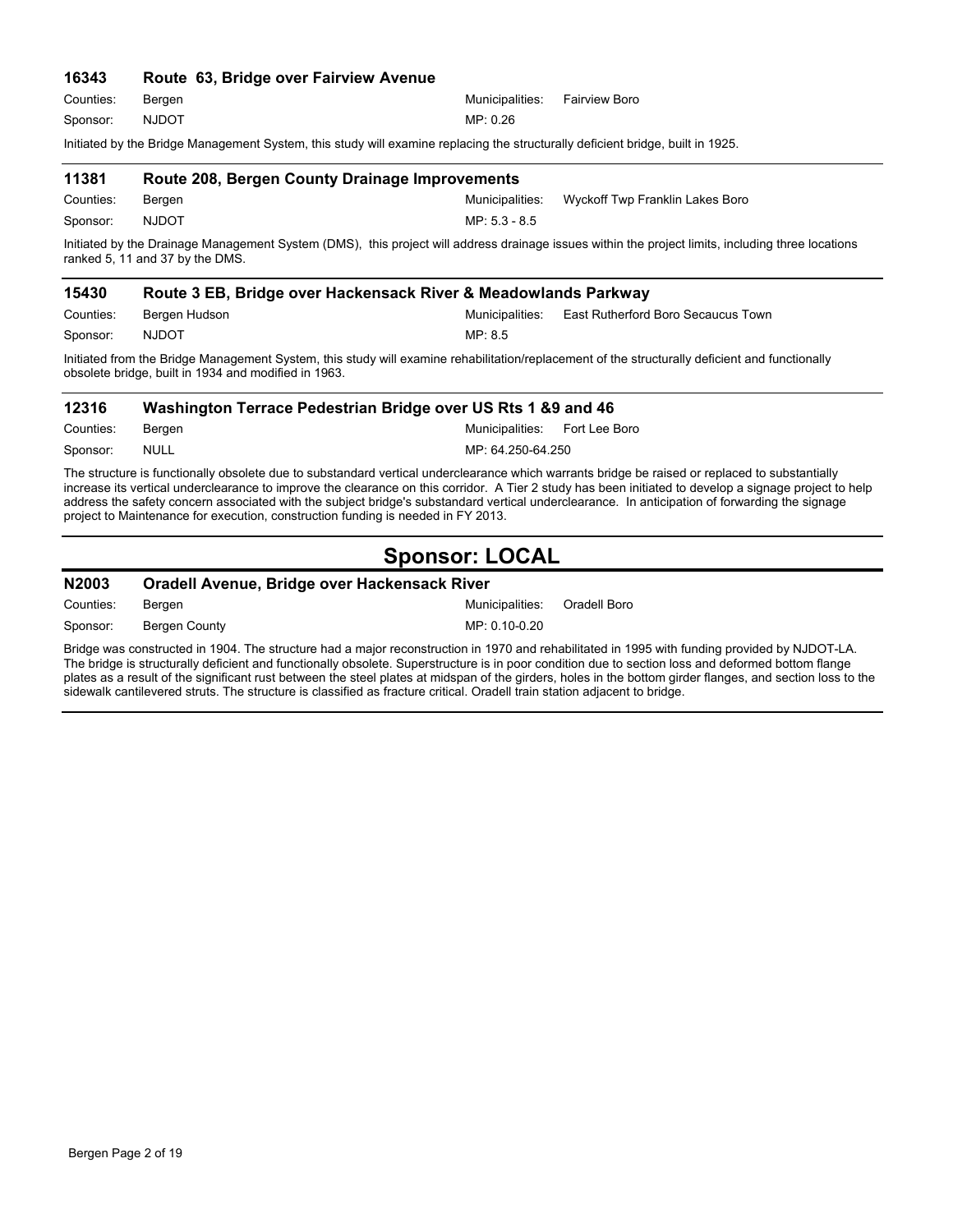### 16343 Route 63, Bridge over Fairview Avenue

Counties: Bergen  Municipalities: Fairview Boro

Sponsor: NJDOT  MP: 0.26

Initiated by the Bridge Management System, this study will examine replacing the structurally deficient bridge, built in 1925.

---

### 11381 Route 208, Bergen County Drainage Improvements

Counties: Bergen  Municipalities: Wyckoff Twp Franklin Lakes Boro

Sponsor: NJDOT  MP: 5.3 - 8.5

Initiated by the Drainage Management System (DMS), this project will address drainage issues within the project limits, including three locations ranked 5, 11 and 37 by the DMS.

---

### 15430 Route 3 EB, Bridge over Hackensack River & Meadowlands Parkway

Counties: Bergen Hudson  Municipalities: East Rutherford Boro Secaucus Town

Sponsor: NJDOT  MP: 8.5

Initiated from the Bridge Management System, this study will examine rehabilitation/replacement of the structurally deficient and functionally obsolete bridge, built in 1934 and modified in 1963.

---

### 12316 Washington Terrace Pedestrian Bridge over US Rts 1 &9 and 46

Counties: Bergen  Municipalities: Fort Lee Boro

Sponsor: NULL  MP: 64.250-64.250

The structure is functionally obsolete due to substandard vertical underclearance which warrants bridge be raised or replaced to substantially increase its vertical underclearance to improve the clearance on this corridor. A Tier 2 study has been initiated to develop a signage project to help address the safety concern associated with the subject bridge's substandard vertical underclearance. In anticipation of forwarding the signage project to Maintenance for execution, construction funding is needed in FY 2013.

---

## Sponsor: LOCAL

### N2003 Oradell Avenue, Bridge over Hackensack River

Counties: Bergen  Municipalities: Oradell Boro

Sponsor: Bergen County  MP: 0.10-0.20

Bridge was constructed in 1904. The structure had a major reconstruction in 1970 and rehabilitated in 1995 with funding provided by NJDOT-LA. The bridge is structurally deficient and functionally obsolete. Superstructure is in poor condition due to section loss and deformed bottom flange plates as a result of the significant rust between the steel plates at midspan of the girders, holes in the bottom girder flanges, and section loss to the sidewalk cantilevered struts. The structure is classified as fracture critical. Oradell train station adjacent to bridge.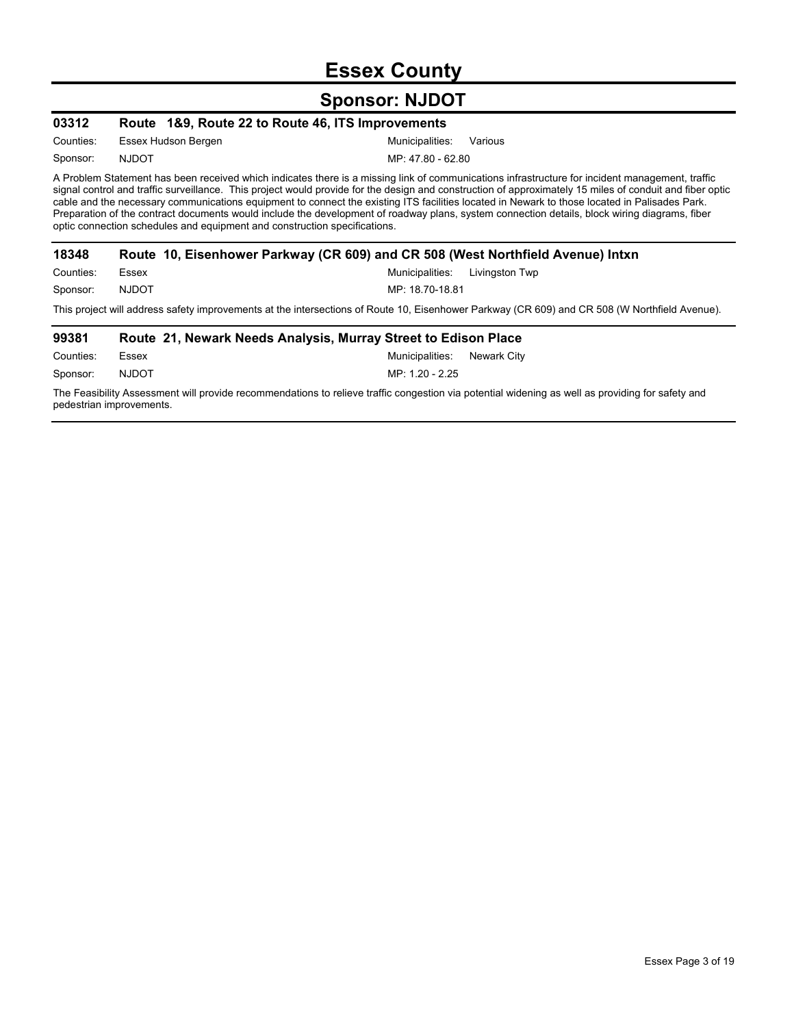# Essex County

## Sponsor: NJDOT

### 03312 Route 1&9, Route 22 to Route 46, ITS Improvements

Counties: Essex Hudson Bergen

Municipalities: Various

Sponsor: NJDOT

MP: 47.80 - 62.80

A Problem Statement has been received which indicates there is a missing link of communications infrastructure for incident management, traffic signal control and traffic surveillance. This project would provide for the design and construction of approximately 15 miles of conduit and fiber optic cable and the necessary communications equipment to connect the existing ITS facilities located in Newark to those located in Palisades Park. Preparation of the contract documents would include the development of roadway plans, system connection details, block wiring diagrams, fiber optic connection schedules and equipment and construction specifications.

### 18348 Route 10, Eisenhower Parkway (CR 609) and CR 508 (West Northfield Avenue) Intxn

Counties: Essex

Municipalities: Livingston Twp

Sponsor: NJDOT

MP: 18.70-18.81

This project will address safety improvements at the intersections of Route 10, Eisenhower Parkway (CR 609) and CR 508 (W Northfield Avenue).

### 99381 Route 21, Newark Needs Analysis, Murray Street to Edison Place

Counties: Essex

Municipalities: Newark City

Sponsor: NJDOT

MP: 1.20 - 2.25

The Feasibility Assessment will provide recommendations to relieve traffic congestion via potential widening as well as providing for safety and pedestrian improvements.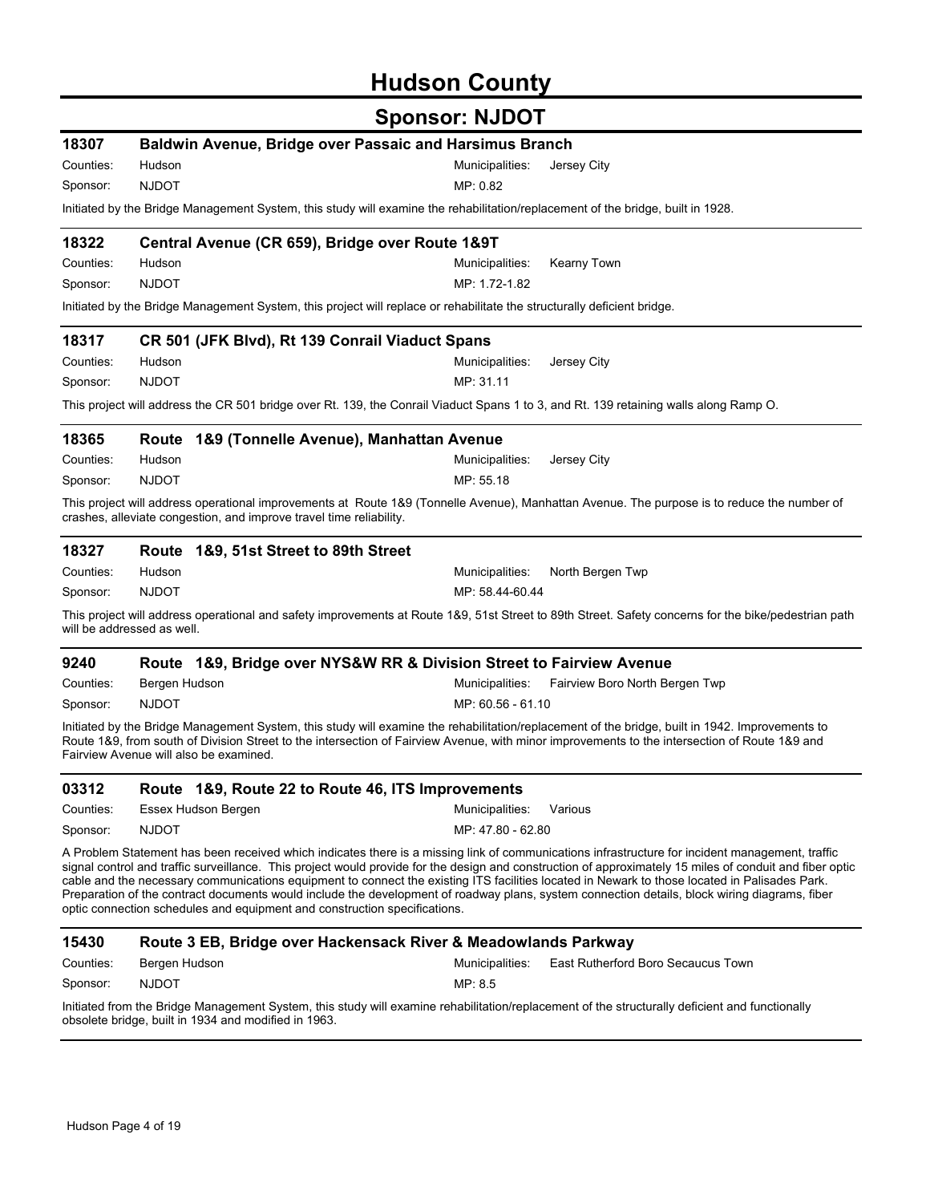# Hudson County

## Sponsor: NJDOT

### 18307 Baldwin Avenue, Bridge over Passaic and Harsimus Branch

Counties: Hudson  
Municipalities: Jersey City  
Sponsor: NJDOT  
MP: 0.82

Initiated by the Bridge Management System, this study will examine the rehabilitation/replacement of the bridge, built in 1928.

### 18322 Central Avenue (CR 659), Bridge over Route 1&9T

Counties: Hudson  
Municipalities: Kearny Town  
Sponsor: NJDOT  
MP: 1.72-1.82

Initiated by the Bridge Management System, this project will replace or rehabilitate the structurally deficient bridge.

### 18317 CR 501 (JFK Blvd), Rt 139 Conrail Viaduct Spans

Counties: Hudson  
Municipalities: Jersey City  
Sponsor: NJDOT  
MP: 31.11

This project will address the CR 501 bridge over Rt. 139, the Conrail Viaduct Spans 1 to 3, and Rt. 139 retaining walls along Ramp O.

### 18365 Route 1&9 (Tonnelle Avenue), Manhattan Avenue

Counties: Hudson  
Municipalities: Jersey City  
Sponsor: NJDOT  
MP: 55.18

This project will address operational improvements at Route 1&9 (Tonnelle Avenue), Manhattan Avenue. The purpose is to reduce the number of crashes, alleviate congestion, and improve travel time reliability.

### 18327 Route 1&9, 51st Street to 89th Street

Counties: Hudson  
Municipalities: North Bergen Twp  
Sponsor: NJDOT  
MP: 58.44-60.44

This project will address operational and safety improvements at Route 1&9, 51st Street to 89th Street. Safety concerns for the bike/pedestrian path will be addressed as well.

### 9240 Route 1&9, Bridge over NYS&W RR & Division Street to Fairview Avenue

Counties: Bergen Hudson  
Municipalities: Fairview Boro North Bergen Twp  
Sponsor: NJDOT  
MP: 60.56 - 61.10

Initiated by the Bridge Management System, this study will examine the rehabilitation/replacement of the bridge, built in 1942. Improvements to Route 1&9, from south of Division Street to the intersection of Fairview Avenue, with minor improvements to the intersection of Route 1&9 and Fairview Avenue will also be examined.

### 03312 Route 1&9, Route 22 to Route 46, ITS Improvements

Counties: Essex Hudson Bergen  
Municipalities: Various  
Sponsor: NJDOT  
MP: 47.80 - 62.80

A Problem Statement has been received which indicates there is a missing link of communications infrastructure for incident management, traffic signal control and traffic surveillance. This project would provide for the design and construction of approximately 15 miles of conduit and fiber optic cable and the necessary communications equipment to connect the existing ITS facilities located in Newark to those located in Palisades Park. Preparation of the contract documents would include the development of roadway plans, system connection details, block wiring diagrams, fiber optic connection schedules and equipment and construction specifications.

### 15430 Route 3 EB, Bridge over Hackensack River & Meadowlands Parkway

Counties: Bergen Hudson  
Municipalities: East Rutherford Boro Secaucus Town  
Sponsor: NJDOT  
MP: 8.5

Initiated from the Bridge Management System, this study will examine rehabilitation/replacement of the structurally deficient and functionally obsolete bridge, built in 1934 and modified in 1963.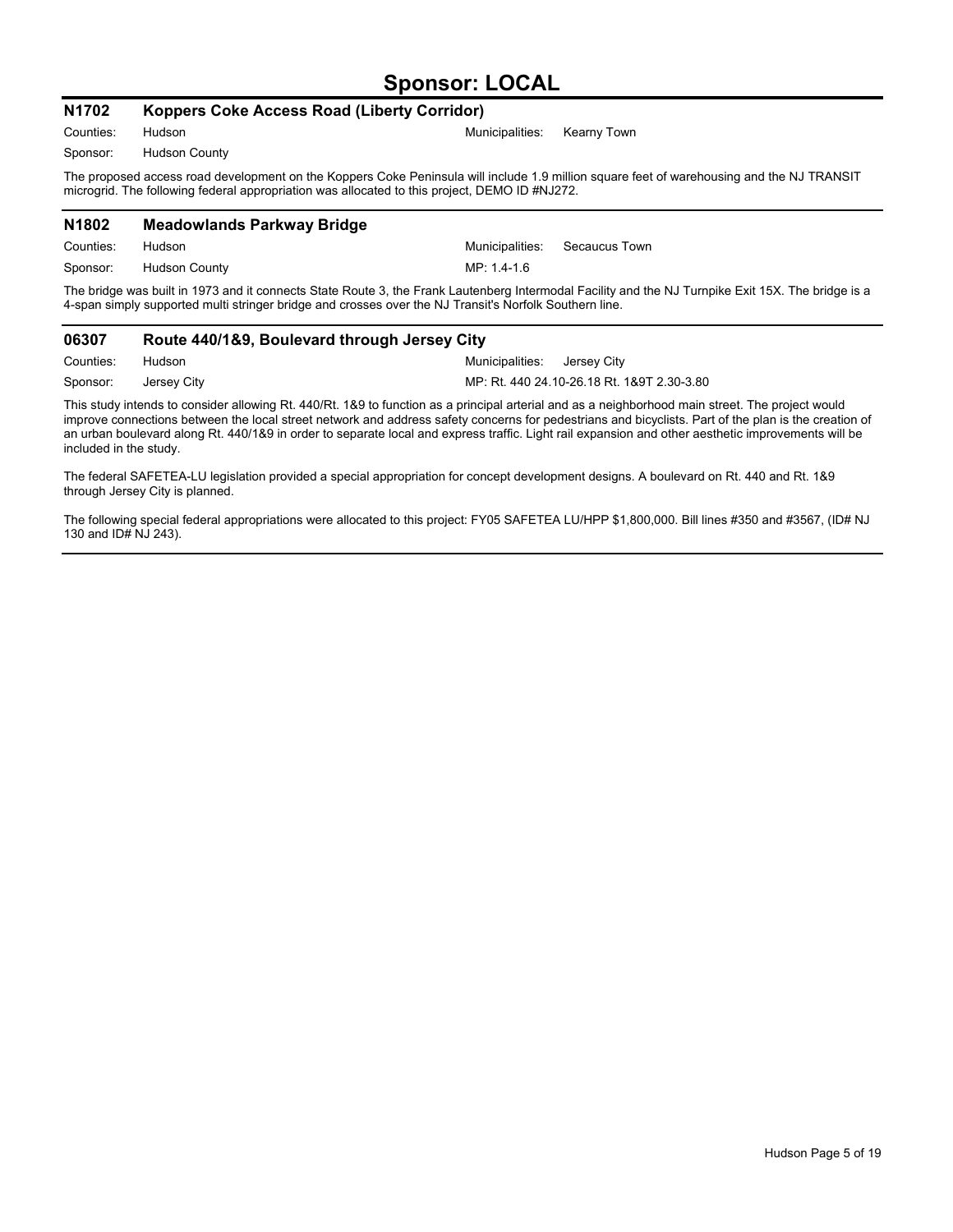# Sponsor: LOCAL

## N1702 Koppers Coke Access Road (Liberty Corridor)

Counties: Hudson  
Municipalities: Kearny Town  
Sponsor: Hudson County

The proposed access road development on the Koppers Coke Peninsula will include 1.9 million square feet of warehousing and the NJ TRANSIT microgrid. The following federal appropriation was allocated to this project, DEMO ID #NJ272.

## N1802 Meadowlands Parkway Bridge

Counties: Hudson  
Municipalities: Secaucus Town  
Sponsor: Hudson County  
MP: 1.4-1.6

The bridge was built in 1973 and it connects State Route 3, the Frank Lautenberg Intermodal Facility and the NJ Turnpike Exit 15X. The bridge is a 4-span simply supported multi stringer bridge and crosses over the NJ Transit's Norfolk Southern line.

## 06307 Route 440/1&9, Boulevard through Jersey City

Counties: Hudson  
Municipalities: Jersey City  
Sponsor: Jersey City  
MP: Rt. 440 24.10-26.18 Rt. 1&9T 2.30-3.80

This study intends to consider allowing Rt. 440/Rt. 1&9 to function as a principal arterial and as a neighborhood main street. The project would improve connections between the local street network and address safety concerns for pedestrians and bicyclists. Part of the plan is the creation of an urban boulevard along Rt. 440/1&9 in order to separate local and express traffic. Light rail expansion and other aesthetic improvements will be included in the study.

The federal SAFETEA-LU legislation provided a special appropriation for concept development designs. A boulevard on Rt. 440 and Rt. 1&9 through Jersey City is planned.

The following special federal appropriations were allocated to this project: FY05 SAFETEA LU/HPP $1,800,000. Bill lines #350 and #3567, (ID# NJ 130 and ID# NJ 243).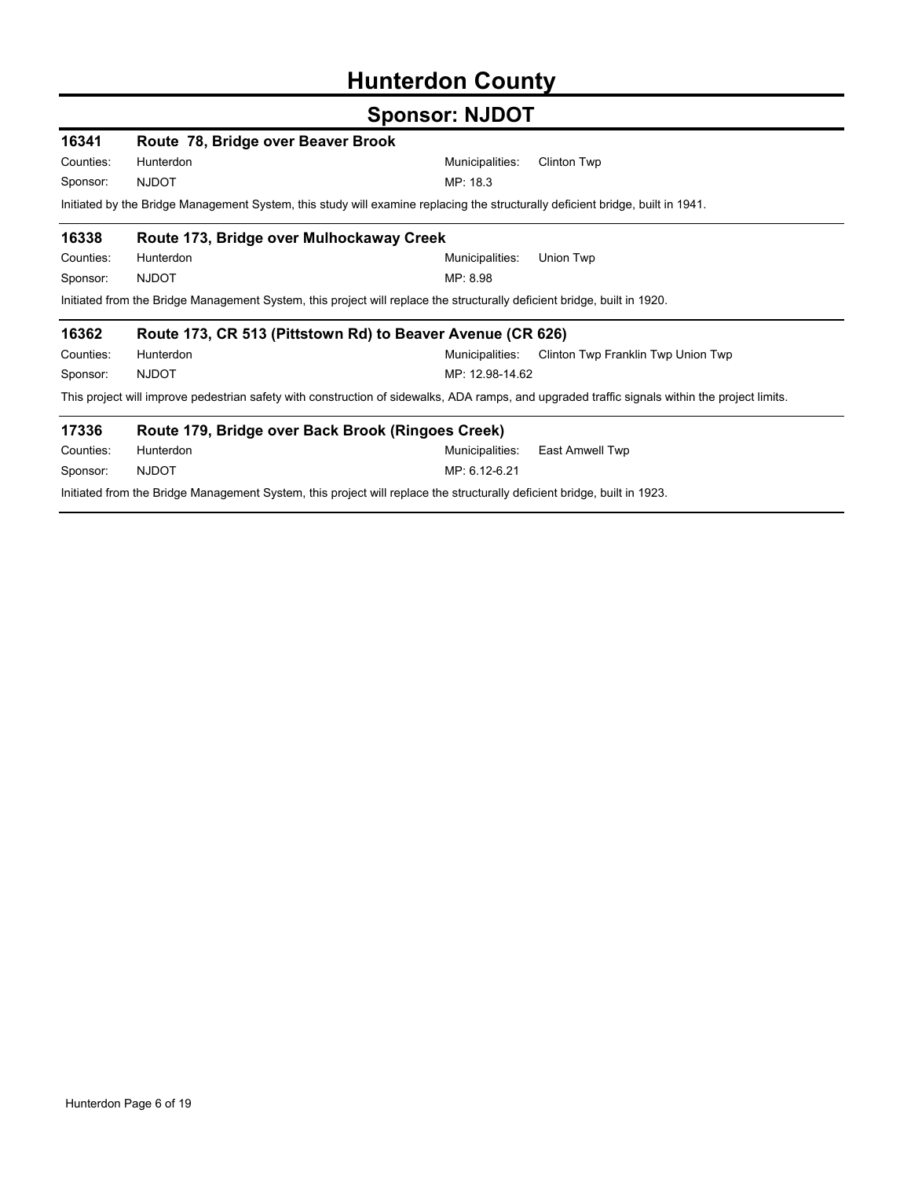# Hunterdon County

## Sponsor: NJDOT

### 16341 Route 78, Bridge over Beaver Brook

Counties: Hunterdon
Municipalities: Clinton Twp
Sponsor: NJDOT
MP: 18.3

Initiated by the Bridge Management System, this study will examine replacing the structurally deficient bridge, built in 1941.

### 16338 Route 173, Bridge over Mulhockaway Creek

Counties: Hunterdon
Municipalities: Union Twp
Sponsor: NJDOT
MP: 8.98

Initiated from the Bridge Management System, this project will replace the structurally deficient bridge, built in 1920.

### 16362 Route 173, CR 513 (Pittstown Rd) to Beaver Avenue (CR 626)

Counties: Hunterdon
Municipalities: Clinton Twp Franklin Twp Union Twp
Sponsor: NJDOT
MP: 12.98-14.62

This project will improve pedestrian safety with construction of sidewalks, ADA ramps, and upgraded traffic signals within the project limits.

### 17336 Route 179, Bridge over Back Brook (Ringoes Creek)

Counties: Hunterdon
Municipalities: East Amwell Twp
Sponsor: NJDOT
MP: 6.12-6.21

Initiated from the Bridge Management System, this project will replace the structurally deficient bridge, built in 1923.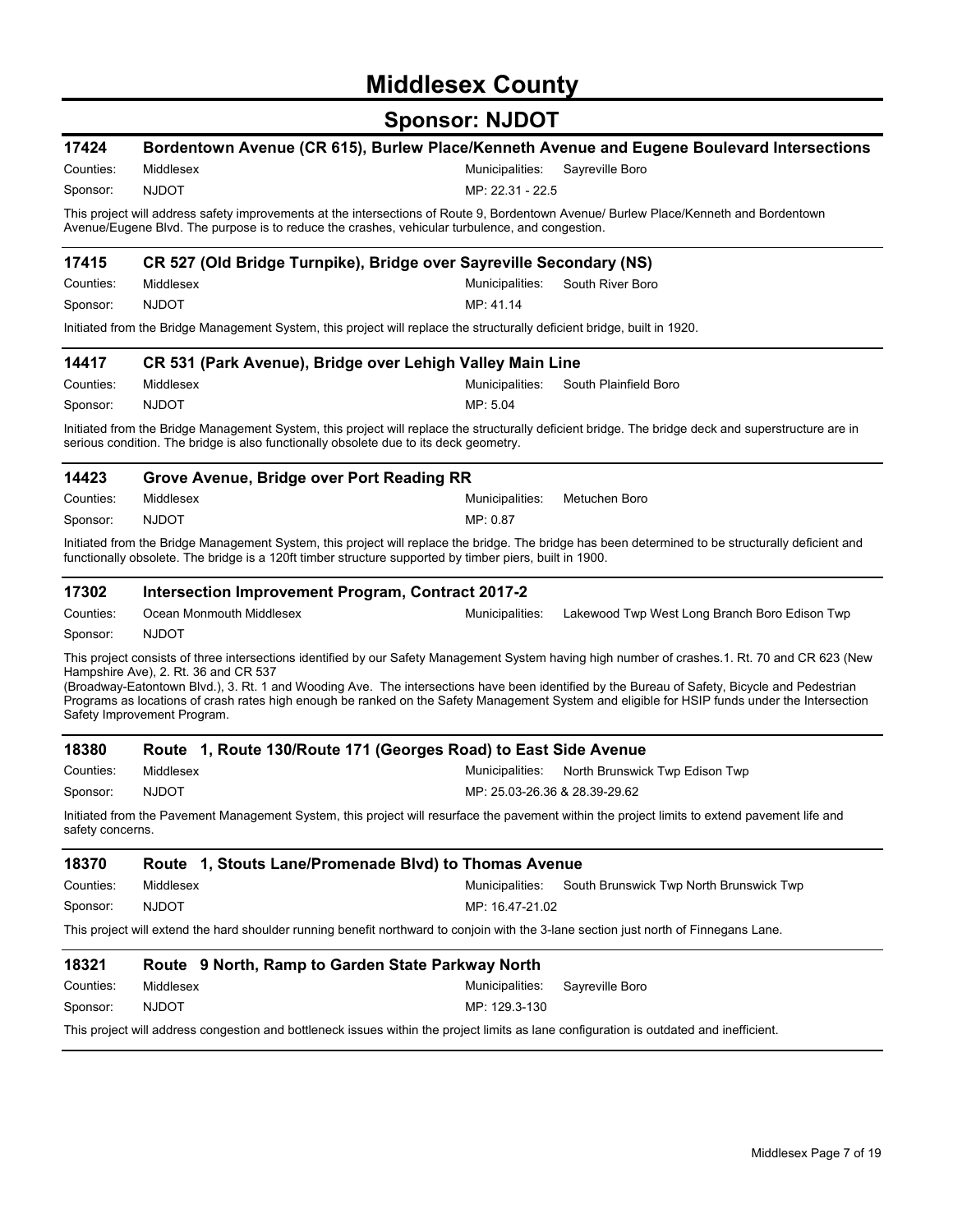# Middlesex County

## Sponsor: NJDOT

### 17424 Bordentown Avenue (CR 615), Burlew Place/Kenneth Avenue and Eugene Boulevard Intersections

Counties: Middlesex
Municipalities: Sayreville Boro
Sponsor: NJDOT
MP: 22.31 - 22.5

This project will address safety improvements at the intersections of Route 9, Bordentown Avenue/ Burlew Place/Kenneth and Bordentown Avenue/Eugene Blvd. The purpose is to reduce the crashes, vehicular turbulence, and congestion.

### 17415 CR 527 (Old Bridge Turnpike), Bridge over Sayreville Secondary (NS)

Counties: Middlesex
Municipalities: South River Boro
Sponsor: NJDOT
MP: 41.14

Initiated from the Bridge Management System, this project will replace the structurally deficient bridge, built in 1920.

### 14417 CR 531 (Park Avenue), Bridge over Lehigh Valley Main Line

Counties: Middlesex
Municipalities: South Plainfield Boro
Sponsor: NJDOT
MP: 5.04

Initiated from the Bridge Management System, this project will replace the structurally deficient bridge. The bridge deck and superstructure are in serious condition. The bridge is also functionally obsolete due to its deck geometry.

### 14423 Grove Avenue, Bridge over Port Reading RR

Counties: Middlesex
Municipalities: Metuchen Boro
Sponsor: NJDOT
MP: 0.87

Initiated from the Bridge Management System, this project will replace the bridge. The bridge has been determined to be structurally deficient and functionally obsolete. The bridge is a 120ft timber structure supported by timber piers, built in 1900.

### 17302 Intersection Improvement Program, Contract 2017-2

Counties: Ocean Monmouth Middlesex
Municipalities: Lakewood Twp West Long Branch Boro Edison Twp
Sponsor: NJDOT

This project consists of three intersections identified by our Safety Management System having high number of crashes.1. Rt. 70 and CR 623 (New Hampshire Ave), 2. Rt. 36 and CR 537
(Broadway-Eatontown Blvd.), 3. Rt. 1 and Wooding Ave. The intersections have been identified by the Bureau of Safety, Bicycle and Pedestrian Programs as locations of crash rates high enough be ranked on the Safety Management System and eligible for HSIP funds under the Intersection Safety Improvement Program.

### 18380 Route 1, Route 130/Route 171 (Georges Road) to East Side Avenue

Counties: Middlesex
Municipalities: North Brunswick Twp Edison Twp
Sponsor: NJDOT
MP: 25.03-26.36 & 28.39-29.62

Initiated from the Pavement Management System, this project will resurface the pavement within the project limits to extend pavement life and safety concerns.

### 18370 Route 1, Stouts Lane/Promenade Blvd) to Thomas Avenue

Counties: Middlesex
Municipalities: South Brunswick Twp North Brunswick Twp
Sponsor: NJDOT
MP: 16.47-21.02

This project will extend the hard shoulder running benefit northward to conjoin with the 3-lane section just north of Finnegans Lane.

### 18321 Route 9 North, Ramp to Garden State Parkway North

Counties: Middlesex
Municipalities: Sayreville Boro
Sponsor: NJDOT
MP: 129.3-130

This project will address congestion and bottleneck issues within the project limits as lane configuration is outdated and inefficient.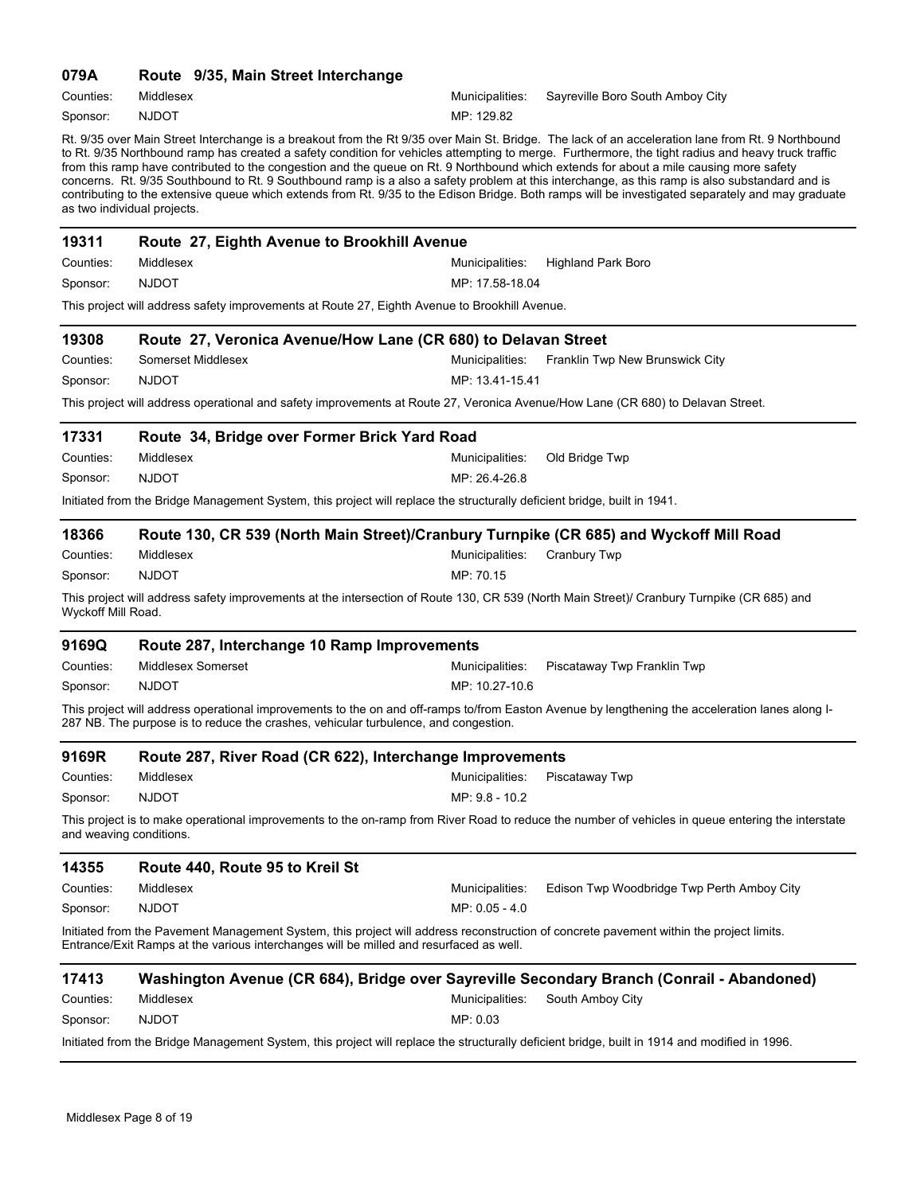## 079A Route 9/35, Main Street Interchange

Counties: Middlesex  
Municipalities: Sayreville Boro South Amboy City  
Sponsor: NJDOT  
MP: 129.82

Rt. 9/35 over Main Street Interchange is a breakout from the Rt 9/35 over Main St. Bridge. The lack of an acceleration lane from Rt. 9 Northbound to Rt. 9/35 Northbound ramp has created a safety condition for vehicles attempting to merge. Furthermore, the tight radius and heavy truck traffic from this ramp have contributed to the congestion and the queue on Rt. 9 Northbound which extends for about a mile causing more safety concerns. Rt. 9/35 Southbound to Rt. 9 Southbound ramp is a also a safety problem at this interchange, as this ramp is also substandard and is contributing to the extensive queue which extends from Rt. 9/35 to the Edison Bridge. Both ramps will be investigated separately and may graduate as two individual projects.

## 19311 Route 27, Eighth Avenue to Brookhill Avenue

Counties: Middlesex  
Municipalities: Highland Park Boro  
Sponsor: NJDOT  
MP: 17.58-18.04

This project will address safety improvements at Route 27, Eighth Avenue to Brookhill Avenue.

## 19308 Route 27, Veronica Avenue/How Lane (CR 680) to Delavan Street

Counties: Somerset Middlesex  
Municipalities: Franklin Twp New Brunswick City  
Sponsor: NJDOT  
MP: 13.41-15.41

This project will address operational and safety improvements at Route 27, Veronica Avenue/How Lane (CR 680) to Delavan Street.

## 17331 Route 34, Bridge over Former Brick Yard Road

Counties: Middlesex  
Municipalities: Old Bridge Twp  
Sponsor: NJDOT  
MP: 26.4-26.8

Initiated from the Bridge Management System, this project will replace the structurally deficient bridge, built in 1941.

## 18366 Route 130, CR 539 (North Main Street)/Cranbury Turnpike (CR 685) and Wyckoff Mill Road

Counties: Middlesex  
Municipalities: Cranbury Twp  
Sponsor: NJDOT  
MP: 70.15

This project will address safety improvements at the intersection of Route 130, CR 539 (North Main Street)/ Cranbury Turnpike (CR 685) and Wyckoff Mill Road.

## 9169Q Route 287, Interchange 10 Ramp Improvements

Counties: Middlesex Somerset  
Municipalities: Piscataway Twp Franklin Twp  
Sponsor: NJDOT  
MP: 10.27-10.6

This project will address operational improvements to the on and off-ramps to/from Easton Avenue by lengthening the acceleration lanes along I-287 NB. The purpose is to reduce the crashes, vehicular turbulence, and congestion.

## 9169R Route 287, River Road (CR 622), Interchange Improvements

Counties: Middlesex  
Municipalities: Piscataway Twp  
Sponsor: NJDOT  
MP: 9.8 - 10.2

This project is to make operational improvements to the on-ramp from River Road to reduce the number of vehicles in queue entering the interstate and weaving conditions.

## 14355 Route 440, Route 95 to Kreil St

Counties: Middlesex  
Municipalities: Edison Twp Woodbridge Twp Perth Amboy City  
Sponsor: NJDOT  
MP: 0.05 - 4.0

Initiated from the Pavement Management System, this project will address reconstruction of concrete pavement within the project limits. Entrance/Exit Ramps at the various interchanges will be milled and resurfaced as well.

## 17413 Washington Avenue (CR 684), Bridge over Sayreville Secondary Branch (Conrail - Abandoned)

Counties: Middlesex  
Municipalities: South Amboy City  
Sponsor: NJDOT  
MP: 0.03

Initiated from the Bridge Management System, this project will replace the structurally deficient bridge, built in 1914 and modified in 1996.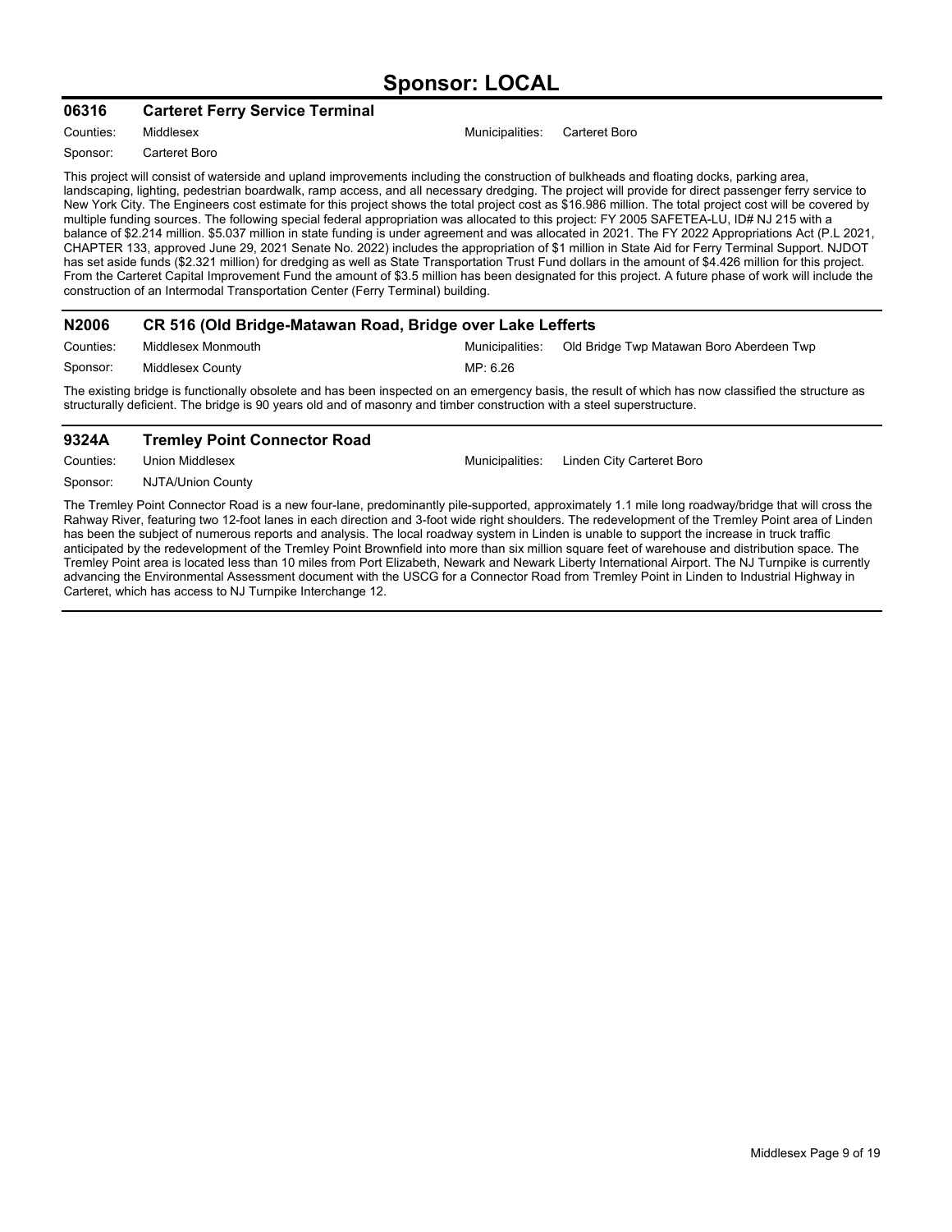# Sponsor: LOCAL

## 06316 Carteret Ferry Service Terminal

Counties: Middlesex | Municipalities: Carteret Boro

Sponsor: Carteret Boro

This project will consist of waterside and upland improvements including the construction of bulkheads and floating docks, parking area, landscaping, lighting, pedestrian boardwalk, ramp access, and all necessary dredging. The project will provide for direct passenger ferry service to New York City. The Engineers cost estimate for this project shows the total project cost as $16.986 million. The total project cost will be covered by multiple funding sources. The following special federal appropriation was allocated to this project: FY 2005 SAFETEA-LU, ID# NJ 215 with a balance of $2.214 million. $5.037 million in state funding is under agreement and was allocated in 2021. The FY 2022 Appropriations Act (P.L 2021, CHAPTER 133, approved June 29, 2021 Senate No. 2022) includes the appropriation of $1 million in State Aid for Ferry Terminal Support. NJDOT has set aside funds ($2.321 million) for dredging as well as State Transportation Trust Fund dollars in the amount of $4.426 million for this project. From the Carteret Capital Improvement Fund the amount of $3.5 million has been designated for this project. A future phase of work will include the construction of an Intermodal Transportation Center (Ferry Terminal) building.

## N2006 CR 516 (Old Bridge-Matawan Road, Bridge over Lake Lefferts

Counties: Middlesex Monmouth | Municipalities: Old Bridge Twp Matawan Boro Aberdeen Twp

Sponsor: Middlesex County | MP: 6.26

The existing bridge is functionally obsolete and has been inspected on an emergency basis, the result of which has now classified the structure as structurally deficient. The bridge is 90 years old and of masonry and timber construction with a steel superstructure.

## 9324A Tremley Point Connector Road

Counties: Union Middlesex | Municipalities: Linden City Carteret Boro

Sponsor: NJTA/Union County

The Tremley Point Connector Road is a new four-lane, predominantly pile-supported, approximately 1.1 mile long roadway/bridge that will cross the Rahway River, featuring two 12-foot lanes in each direction and 3-foot wide right shoulders. The redevelopment of the Tremley Point area of Linden has been the subject of numerous reports and analysis. The local roadway system in Linden is unable to support the increase in truck traffic anticipated by the redevelopment of the Tremley Point Brownfield into more than six million square feet of warehouse and distribution space. The Tremley Point area is located less than 10 miles from Port Elizabeth, Newark and Newark Liberty International Airport. The NJ Turnpike is currently advancing the Environmental Assessment document with the USCG for a Connector Road from Tremley Point in Linden to Industrial Highway in Carteret, which has access to NJ Turnpike Interchange 12.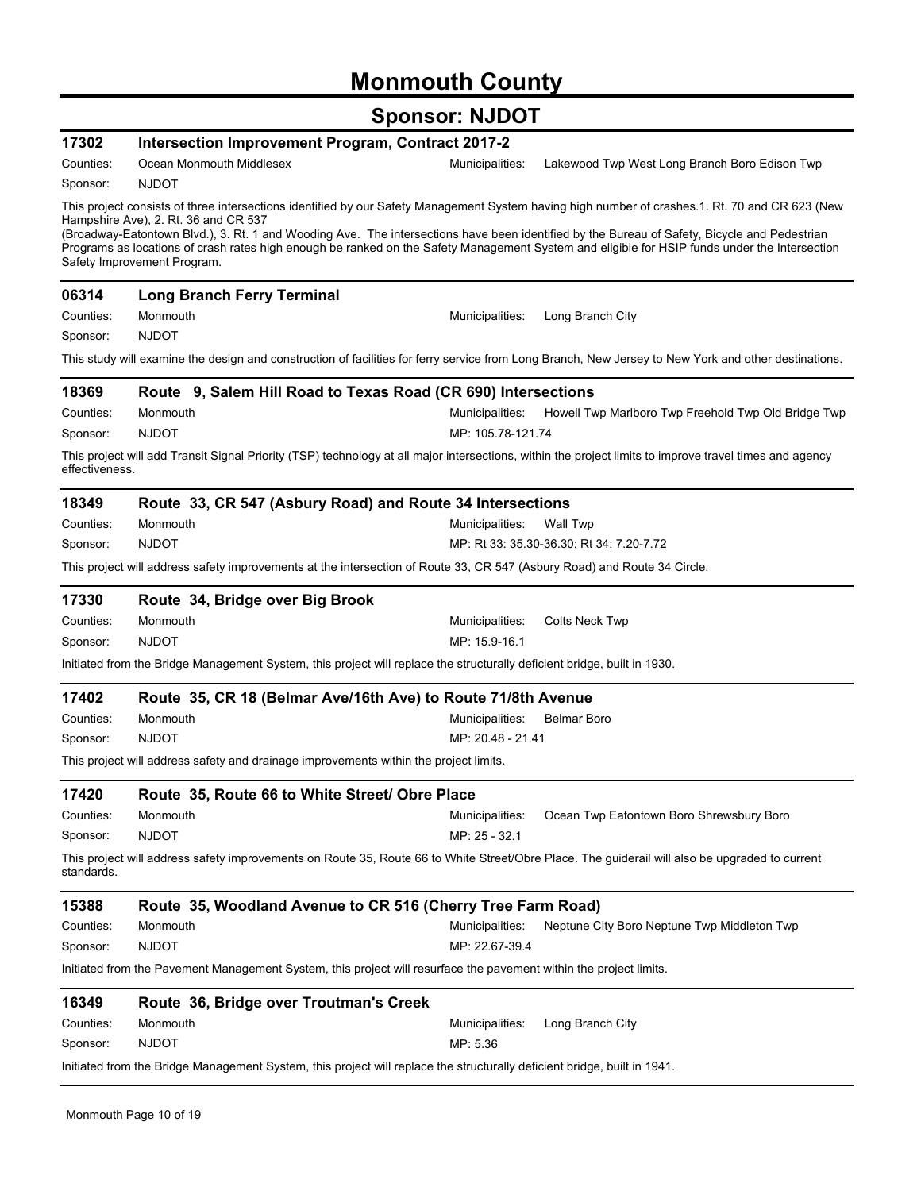# Monmouth County

## Sponsor: NJDOT

### 17302 Intersection Improvement Program, Contract 2017-2

Counties: Ocean Monmouth Middlesex

Municipalities: Lakewood Twp West Long Branch Boro Edison Twp

Sponsor: NJDOT

This project consists of three intersections identified by our Safety Management System having high number of crashes.1. Rt. 70 and CR 623 (New Hampshire Ave), 2. Rt. 36 and CR 537
(Broadway-Eatontown Blvd.), 3. Rt. 1 and Wooding Ave. The intersections have been identified by the Bureau of Safety, Bicycle and Pedestrian Programs as locations of crash rates high enough be ranked on the Safety Management System and eligible for HSIP funds under the Intersection Safety Improvement Program.

### 06314 Long Branch Ferry Terminal

Counties: Monmouth

Municipalities: Long Branch City

Sponsor: NJDOT

This study will examine the design and construction of facilities for ferry service from Long Branch, New Jersey to New York and other destinations.

### 18369 Route 9, Salem Hill Road to Texas Road (CR 690) Intersections

Counties: Monmouth

Municipalities: Howell Twp Marlboro Twp Freehold Twp Old Bridge Twp

Sponsor: NJDOT

MP: 105.78-121.74

This project will add Transit Signal Priority (TSP) technology at all major intersections, within the project limits to improve travel times and agency effectiveness.

### 18349 Route 33, CR 547 (Asbury Road) and Route 34 Intersections

Counties: Monmouth

Municipalities: Wall Twp

Sponsor: NJDOT

MP: Rt 33: 35.30-36.30; Rt 34: 7.20-7.72

This project will address safety improvements at the intersection of Route 33, CR 547 (Asbury Road) and Route 34 Circle.

### 17330 Route 34, Bridge over Big Brook

Counties: Monmouth

Municipalities: Colts Neck Twp

Sponsor: NJDOT

MP: 15.9-16.1

Initiated from the Bridge Management System, this project will replace the structurally deficient bridge, built in 1930.

### 17402 Route 35, CR 18 (Belmar Ave/16th Ave) to Route 71/8th Avenue

Counties: Monmouth

Municipalities: Belmar Boro

Sponsor: NJDOT

MP: 20.48 - 21.41

This project will address safety and drainage improvements within the project limits.

### 17420 Route 35, Route 66 to White Street/ Obre Place

Counties: Monmouth

Municipalities: Ocean Twp Eatontown Boro Shrewsbury Boro

Sponsor: NJDOT

MP: 25 - 32.1

This project will address safety improvements on Route 35, Route 66 to White Street/Obre Place. The guiderail will also be upgraded to current standards.

### 15388 Route 35, Woodland Avenue to CR 516 (Cherry Tree Farm Road)

Counties: Monmouth

Municipalities: Neptune City Boro Neptune Twp Middleton Twp

Sponsor: NJDOT

MP: 22.67-39.4

Initiated from the Pavement Management System, this project will resurface the pavement within the project limits.

### 16349 Route 36, Bridge over Troutman's Creek

Counties: Monmouth

Municipalities: Long Branch City

Sponsor: NJDOT

MP: 5.36

Initiated from the Bridge Management System, this project will replace the structurally deficient bridge, built in 1941.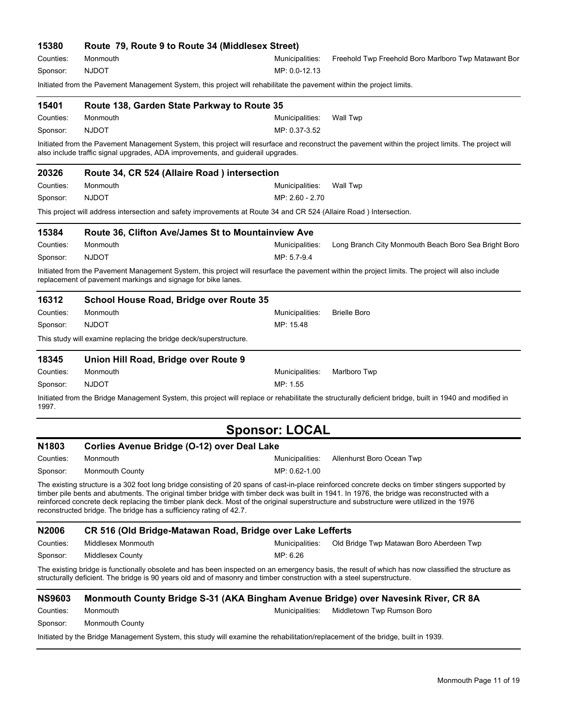### 15380 Route 79, Route 9 to Route 34 (Middlesex Street)

Counties: Monmouth | Municipalities: Freehold Twp Freehold Boro Marlboro Twp Matawant Bor

Sponsor: NJDOT | MP: 0.0-12.13

Initiated from the Pavement Management System, this project will rehabilitate the pavement within the project limits.

---

### 15401 Route 138, Garden State Parkway to Route 35

Counties: Monmouth | Municipalities: Wall Twp

Sponsor: NJDOT | MP: 0.37-3.52

Initiated from the Pavement Management System, this project will resurface and reconstruct the pavement within the project limits. The project will also include traffic signal upgrades, ADA improvements, and guiderail upgrades.

---

### 20326 Route 34, CR 524 (Allaire Road ) intersection

Counties: Monmouth | Municipalities: Wall Twp

Sponsor: NJDOT | MP: 2.60 - 2.70

This project will address intersection and safety improvements at Route 34 and CR 524 (Allaire Road ) Intersection.

---

### 15384 Route 36, Clifton Ave/James St to Mountainview Ave

Counties: Monmouth | Municipalities: Long Branch City Monmouth Beach Boro Sea Bright Boro

Sponsor: NJDOT | MP: 5.7-9.4

Initiated from the Pavement Management System, this project will resurface the pavement within the project limits. The project will also include replacement of pavement markings and signage for bike lanes.

---

### 16312 School House Road, Bridge over Route 35

Counties: Monmouth | Municipalities: Brielle Boro

Sponsor: NJDOT | MP: 15.48

This study will examine replacing the bridge deck/superstructure.

---

### 18345 Union Hill Road, Bridge over Route 9

Counties: Monmouth | Municipalities: Marlboro Twp

Sponsor: NJDOT | MP: 1.55

Initiated from the Bridge Management System, this project will replace or rehabilitate the structurally deficient bridge, built in 1940 and modified in 1997.

---

## Sponsor: LOCAL

### N1803 Corlies Avenue Bridge (O-12) over Deal Lake

Counties: Monmouth | Municipalities: Allenhurst Boro Ocean Twp

Sponsor: Monmouth County | MP: 0.62-1.00

The existing structure is a 302 foot long bridge consisting of 20 spans of cast-in-place reinforced concrete decks on timber stingers supported by timber pile bents and abutments. The original timber bridge with timber deck was built in 1941. In 1976, the bridge was reconstructed with a reinforced concrete deck replacing the timber plank deck. Most of the original superstructure and substructure were utilized in the 1976 reconstructed bridge. The bridge has a sufficiency rating of 42.7.

---

### N2006 CR 516 (Old Bridge-Matawan Road, Bridge over Lake Lefferts

Counties: Middlesex Monmouth | Municipalities: Old Bridge Twp Matawan Boro Aberdeen Twp

Sponsor: Middlesex County | MP: 6.26

The existing bridge is functionally obsolete and has been inspected on an emergency basis, the result of which has now classified the structure as structurally deficient. The bridge is 90 years old and of masonry and timber construction with a steel superstructure.

---

### NS9603 Monmouth County Bridge S-31 (AKA Bingham Avenue Bridge) over Navesink River, CR 8A

Counties: Monmouth | Municipalities: Middletown Twp Rumson Boro

Sponsor: Monmouth County

Initiated by the Bridge Management System, this study will examine the rehabilitation/replacement of the bridge, built in 1939.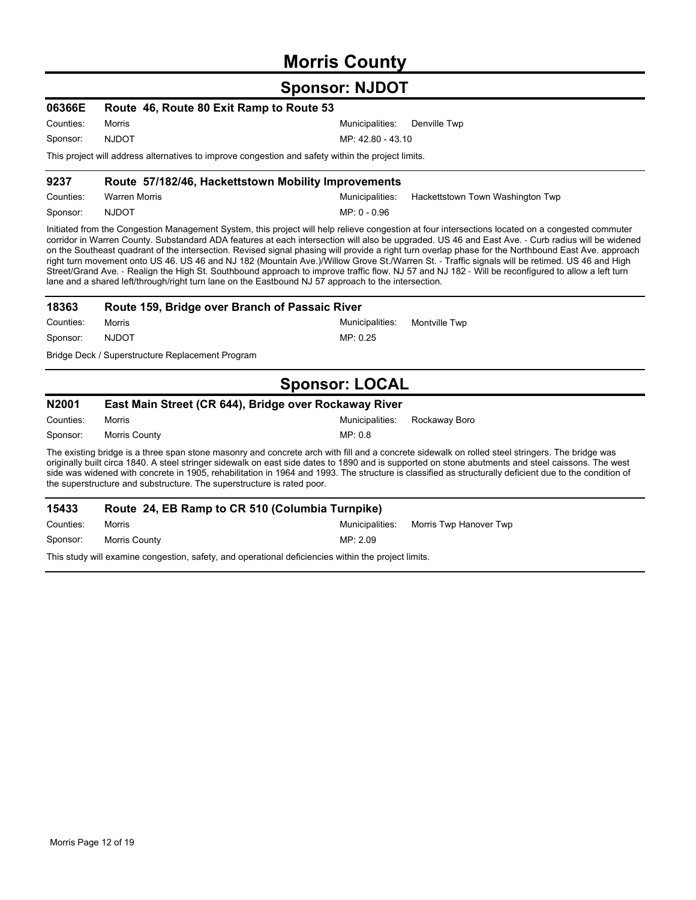# Morris County

## Sponsor: NJDOT

### 06366E Route 46, Route 80 Exit Ramp to Route 53

Counties: Morris
Municipalities: Denville Twp
Sponsor: NJDOT
MP: 42.80 - 43.10

This project will address alternatives to improve congestion and safety within the project limits.

### 9237 Route 57/182/46, Hackettstown Mobility Improvements

Counties: Warren Morris
Municipalities: Hackettstown Town Washington Twp
Sponsor: NJDOT
MP: 0 - 0.96

Initiated from the Congestion Management System, this project will help relieve congestion at four intersections located on a congested commuter corridor in Warren County. Substandard ADA features at each intersection will also be upgraded. US 46 and East Ave. - Curb radius will be widened on the Southeast quadrant of the intersection. Revised signal phasing will provide a right turn overlap phase for the Northbound East Ave. approach right turn movement onto US 46. US 46 and NJ 182 (Mountain Ave.)/Willow Grove St./Warren St. - Traffic signals will be retimed. US 46 and High Street/Grand Ave. - Realign the High St. Southbound approach to improve traffic flow. NJ 57 and NJ 182 - Will be reconfigured to allow a left turn lane and a shared left/through/right turn lane on the Eastbound NJ 57 approach to the intersection.

### 18363 Route 159, Bridge over Branch of Passaic River

Counties: Morris
Municipalities: Montville Twp
Sponsor: NJDOT
MP: 0.25

Bridge Deck / Superstructure Replacement Program

## Sponsor: LOCAL

### N2001 East Main Street (CR 644), Bridge over Rockaway River

Counties: Morris
Municipalities: Rockaway Boro
Sponsor: Morris County
MP: 0.8

The existing bridge is a three span stone masonry and concrete arch with fill and a concrete sidewalk on rolled steel stringers. The bridge was originally built circa 1840. A steel stringer sidewalk on east side dates to 1890 and is supported on stone abutments and steel caissons. The west side was widened with concrete in 1905, rehabilitation in 1964 and 1993. The structure is classified as structurally deficient due to the condition of the superstructure and substructure. The superstructure is rated poor.

### 15433 Route 24, EB Ramp to CR 510 (Columbia Turnpike)

Counties: Morris
Municipalities: Morris Twp Hanover Twp
Sponsor: Morris County
MP: 2.09

This study will examine congestion, safety, and operational deficiencies within the project limits.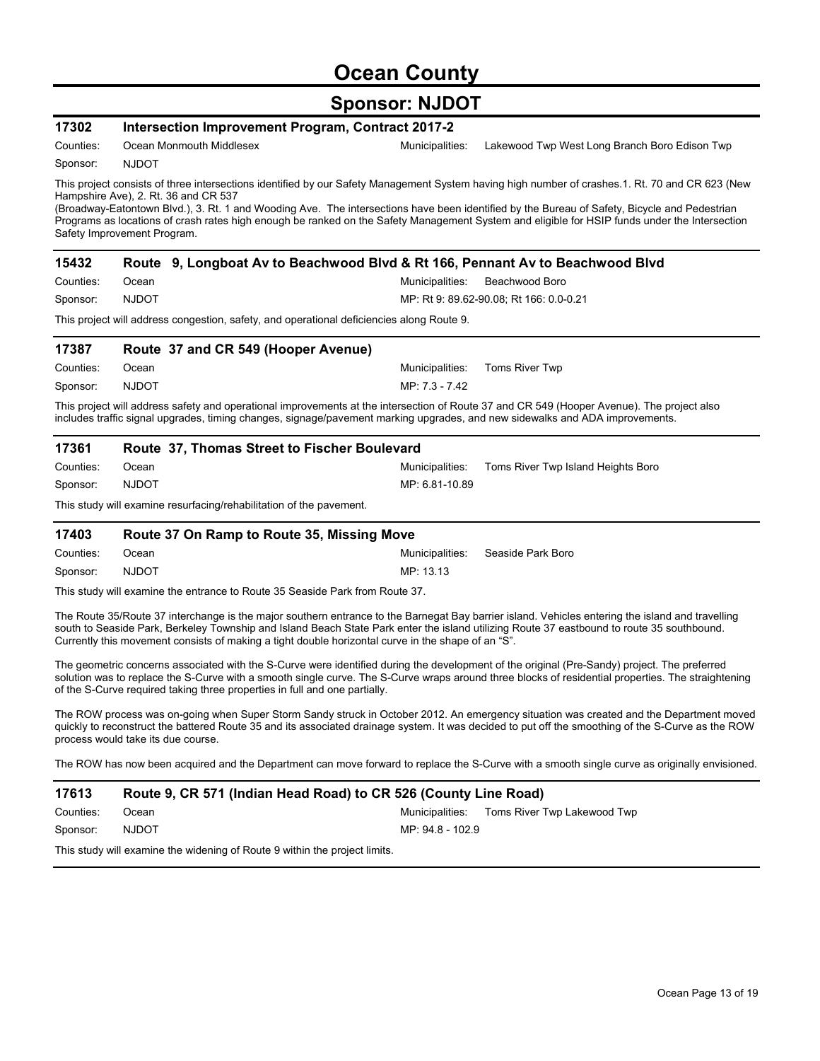# Ocean County

## Sponsor: NJDOT

### 17302 Intersection Improvement Program, Contract 2017-2

Counties: Ocean Monmouth Middlesex

Municipalities: Lakewood Twp West Long Branch Boro Edison Twp

Sponsor: NJDOT

This project consists of three intersections identified by our Safety Management System having high number of crashes.1. Rt. 70 and CR 623 (New Hampshire Ave), 2. Rt. 36 and CR 537 (Broadway-Eatontown Blvd.), 3. Rt. 1 and Wooding Ave. The intersections have been identified by the Bureau of Safety, Bicycle and Pedestrian Programs as locations of crash rates high enough be ranked on the Safety Management System and eligible for HSIP funds under the Intersection Safety Improvement Program.

### 15432 Route 9, Longboat Av to Beachwood Blvd & Rt 166, Pennant Av to Beachwood Blvd

Counties: Ocean

Municipalities: Beachwood Boro

Sponsor: NJDOT

MP: Rt 9: 89.62-90.08; Rt 166: 0.0-0.21

This project will address congestion, safety, and operational deficiencies along Route 9.

### 17387 Route 37 and CR 549 (Hooper Avenue)

Counties: Ocean

Municipalities: Toms River Twp

Sponsor: NJDOT

MP: 7.3 - 7.42

This project will address safety and operational improvements at the intersection of Route 37 and CR 549 (Hooper Avenue). The project also includes traffic signal upgrades, timing changes, signage/pavement marking upgrades, and new sidewalks and ADA improvements.

### 17361 Route 37, Thomas Street to Fischer Boulevard

Counties: Ocean

Municipalities: Toms River Twp Island Heights Boro

Sponsor: NJDOT

MP: 6.81-10.89

This study will examine resurfacing/rehabilitation of the pavement.

### 17403 Route 37 On Ramp to Route 35, Missing Move

Counties: Ocean

Municipalities: Seaside Park Boro

Sponsor: NJDOT

MP: 13.13

This study will examine the entrance to Route 35 Seaside Park from Route 37.

The Route 35/Route 37 interchange is the major southern entrance to the Barnegat Bay barrier island. Vehicles entering the island and travelling south to Seaside Park, Berkeley Township and Island Beach State Park enter the island utilizing Route 37 eastbound to route 35 southbound. Currently this movement consists of making a tight double horizontal curve in the shape of an "S".

The geometric concerns associated with the S-Curve were identified during the development of the original (Pre-Sandy) project. The preferred solution was to replace the S-Curve with a smooth single curve. The S-Curve wraps around three blocks of residential properties. The straightening of the S-Curve required taking three properties in full and one partially.

The ROW process was on-going when Super Storm Sandy struck in October 2012. An emergency situation was created and the Department moved quickly to reconstruct the battered Route 35 and its associated drainage system. It was decided to put off the smoothing of the S-Curve as the ROW process would take its due course.

The ROW has now been acquired and the Department can move forward to replace the S-Curve with a smooth single curve as originally envisioned.

### 17613 Route 9, CR 571 (Indian Head Road) to CR 526 (County Line Road)

Counties: Ocean

Municipalities: Toms River Twp Lakewood Twp

Sponsor: NJDOT

MP: 94.8 - 102.9

This study will examine the widening of Route 9 within the project limits.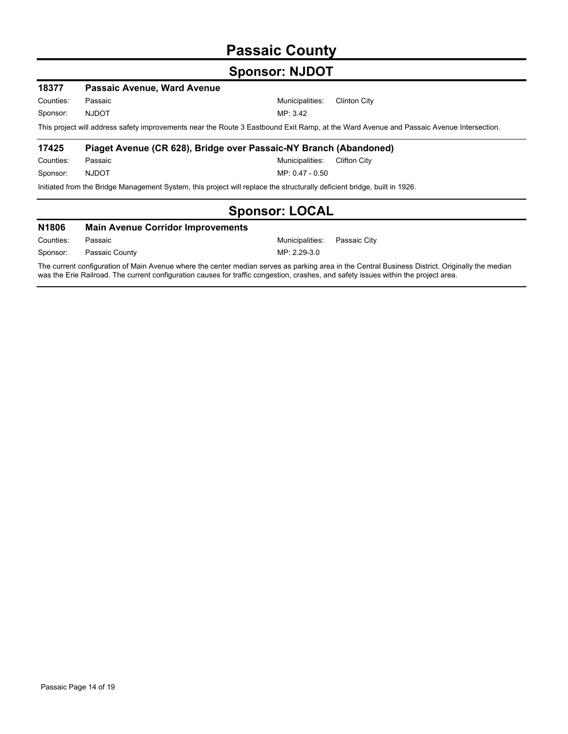# Passaic County

## Sponsor: NJDOT

### 18377 Passaic Avenue, Ward Avenue

Counties: Passaic
Municipalities: Clinton City
Sponsor: NJDOT
MP: 3.42

This project will address safety improvements near the Route 3 Eastbound Exit Ramp, at the Ward Avenue and Passaic Avenue Intersection.

### 17425 Piaget Avenue (CR 628), Bridge over Passaic-NY Branch (Abandoned)

Counties: Passaic
Municipalities: Clifton City
Sponsor: NJDOT
MP: 0.47 - 0.50

Initiated from the Bridge Management System, this project will replace the structurally deficient bridge, built in 1926.

## Sponsor: LOCAL

### N1806 Main Avenue Corridor Improvements

Counties: Passaic
Municipalities: Passaic City
Sponsor: Passaic County
MP: 2.29-3.0

The current configuration of Main Avenue where the center median serves as parking area in the Central Business District. Originally the median was the Erie Railroad. The current configuration causes for traffic congestion, crashes, and safety issues within the project area.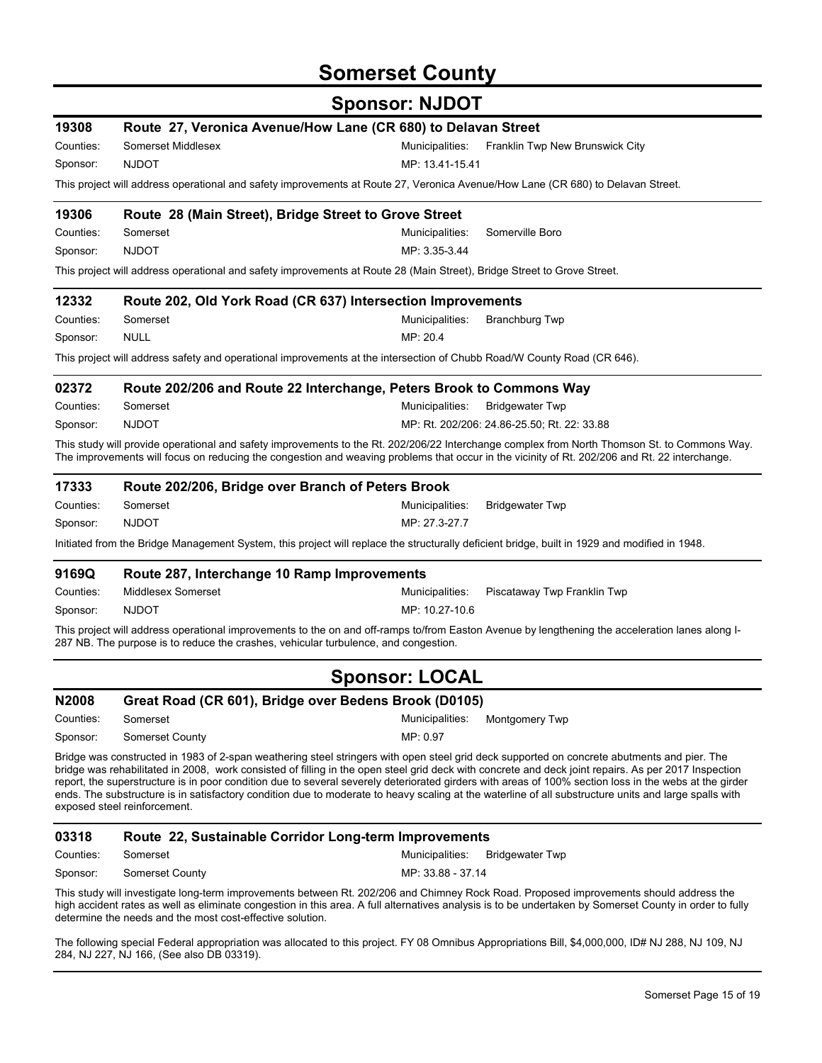# Somerset County

## Sponsor: NJDOT

### 19308 Route 27, Veronica Avenue/How Lane (CR 680) to Delavan Street

Counties: Somerset Middlesex
Municipalities: Franklin Twp New Brunswick City
Sponsor: NJDOT
MP: 13.41-15.41

This project will address operational and safety improvements at Route 27, Veronica Avenue/How Lane (CR 680) to Delavan Street.

### 19306 Route 28 (Main Street), Bridge Street to Grove Street

Counties: Somerset
Municipalities: Somerville Boro
Sponsor: NJDOT
MP: 3.35-3.44

This project will address operational and safety improvements at Route 28 (Main Street), Bridge Street to Grove Street.

### 12332 Route 202, Old York Road (CR 637) Intersection Improvements

Counties: Somerset
Municipalities: Branchburg Twp
Sponsor: NULL
MP: 20.4

This project will address safety and operational improvements at the intersection of Chubb Road/W County Road (CR 646).

### 02372 Route 202/206 and Route 22 Interchange, Peters Brook to Commons Way

Counties: Somerset
Municipalities: Bridgewater Twp
Sponsor: NJDOT
MP: Rt. 202/206: 24.86-25.50; Rt. 22: 33.88

This study will provide operational and safety improvements to the Rt. 202/206/22 Interchange complex from North Thomson St. to Commons Way. The improvements will focus on reducing the congestion and weaving problems that occur in the vicinity of Rt. 202/206 and Rt. 22 interchange.

### 17333 Route 202/206, Bridge over Branch of Peters Brook

Counties: Somerset
Municipalities: Bridgewater Twp
Sponsor: NJDOT
MP: 27.3-27.7

Initiated from the Bridge Management System, this project will replace the structurally deficient bridge, built in 1929 and modified in 1948.

### 9169Q Route 287, Interchange 10 Ramp Improvements

Counties: Middlesex Somerset
Municipalities: Piscataway Twp Franklin Twp
Sponsor: NJDOT
MP: 10.27-10.6

This project will address operational improvements to the on and off-ramps to/from Easton Avenue by lengthening the acceleration lanes along I-287 NB. The purpose is to reduce the crashes, vehicular turbulence, and congestion.

## Sponsor: LOCAL

### N2008 Great Road (CR 601), Bridge over Bedens Brook (D0105)

Counties: Somerset
Municipalities: Montgomery Twp
Sponsor: Somerset County
MP: 0.97

Bridge was constructed in 1983 of 2-span weathering steel stringers with open steel grid deck supported on concrete abutments and pier. The bridge was rehabilitated in 2008, work consisted of filling in the open steel grid deck with concrete and deck joint repairs. As per 2017 Inspection report, the superstructure is in poor condition due to several severely deteriorated girders with areas of 100% section loss in the webs at the girder ends. The substructure is in satisfactory condition due to moderate to heavy scaling at the waterline of all substructure units and large spalls with exposed steel reinforcement.

### 03318 Route 22, Sustainable Corridor Long-term Improvements

Counties: Somerset
Municipalities: Bridgewater Twp
Sponsor: Somerset County
MP: 33.88 - 37.14

This study will investigate long-term improvements between Rt. 202/206 and Chimney Rock Road. Proposed improvements should address the high accident rates as well as eliminate congestion in this area. A full alternatives analysis is to be undertaken by Somerset County in order to fully determine the needs and the most cost-effective solution.

The following special Federal appropriation was allocated to this project. FY 08 Omnibus Appropriations Bill, $4,000,000, ID# NJ 288, NJ 109, NJ 284, NJ 227, NJ 166, (See also DB 03319).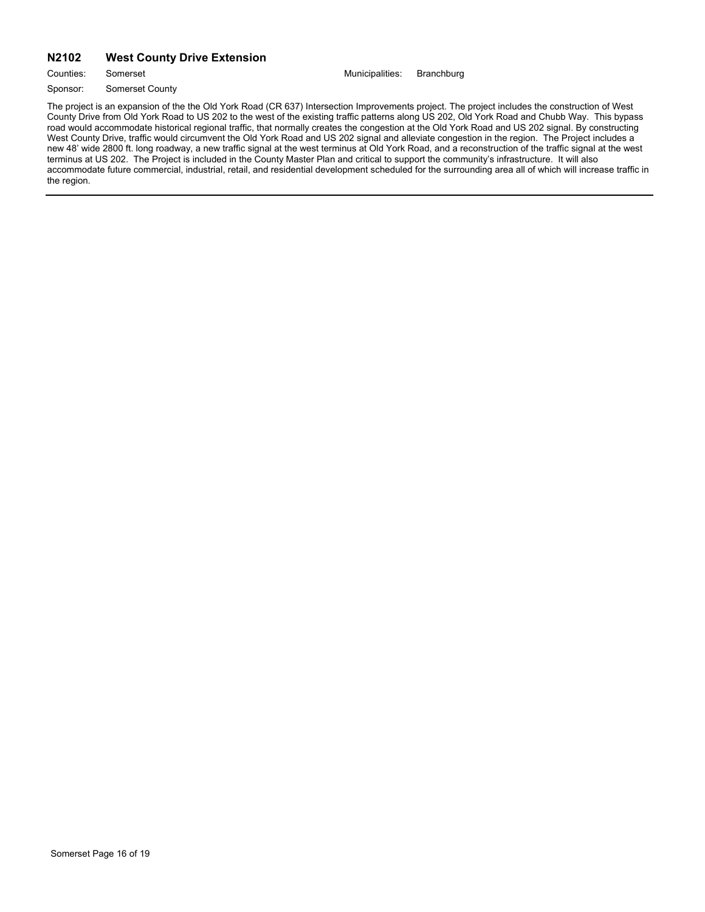## N2102 West County Drive Extension

Counties: Somerset

Municipalities: Branchburg

Sponsor: Somerset County

The project is an expansion of the the Old York Road (CR 637) Intersection Improvements project. The project includes the construction of West County Drive from Old York Road to US 202 to the west of the existing traffic patterns along US 202, Old York Road and Chubb Way. This bypass road would accommodate historical regional traffic, that normally creates the congestion at the Old York Road and US 202 signal. By constructing West County Drive, traffic would circumvent the Old York Road and US 202 signal and alleviate congestion in the region. The Project includes a new 48' wide 2800 ft. long roadway, a new traffic signal at the west terminus at Old York Road, and a reconstruction of the traffic signal at the west terminus at US 202. The Project is included in the County Master Plan and critical to support the community's infrastructure. It will also accommodate future commercial, industrial, retail, and residential development scheduled for the surrounding area all of which will increase traffic in the region.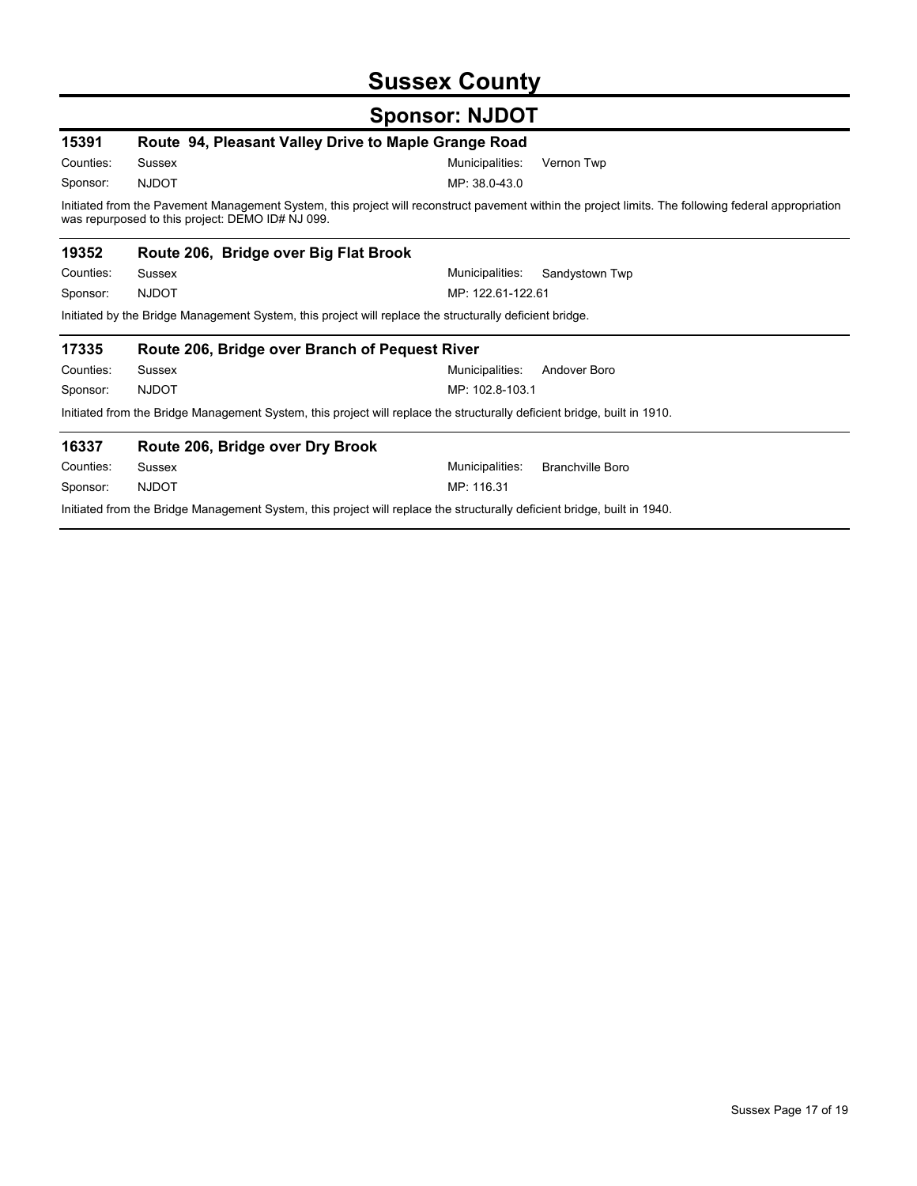# Sussex County

## Sponsor: NJDOT

### 15391 Route 94, Pleasant Valley Drive to Maple Grange Road

Counties: Sussex
Municipalities: Vernon Twp
Sponsor: NJDOT
MP: 38.0-43.0

Initiated from the Pavement Management System, this project will reconstruct pavement within the project limits. The following federal appropriation was repurposed to this project: DEMO ID# NJ 099.

### 19352 Route 206, Bridge over Big Flat Brook

Counties: Sussex
Municipalities: Sandystown Twp
Sponsor: NJDOT
MP: 122.61-122.61

Initiated by the Bridge Management System, this project will replace the structurally deficient bridge.

### 17335 Route 206, Bridge over Branch of Pequest River

Counties: Sussex
Municipalities: Andover Boro
Sponsor: NJDOT
MP: 102.8-103.1

Initiated from the Bridge Management System, this project will replace the structurally deficient bridge, built in 1910.

### 16337 Route 206, Bridge over Dry Brook

Counties: Sussex
Municipalities: Branchville Boro
Sponsor: NJDOT
MP: 116.31

Initiated from the Bridge Management System, this project will replace the structurally deficient bridge, built in 1940.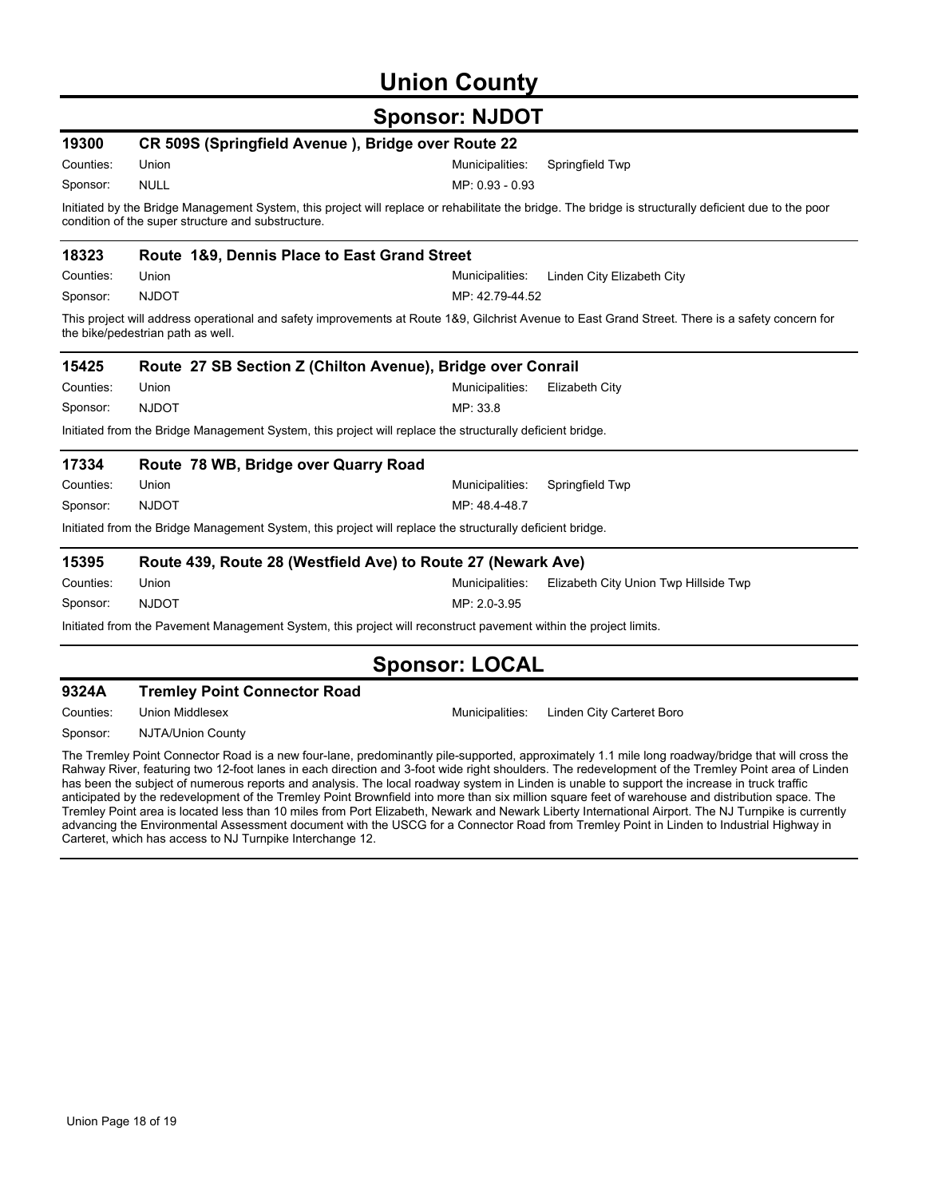# Union County

## Sponsor: NJDOT

### 19300 CR 509S (Springfield Avenue ), Bridge over Route 22

Counties: Union

Municipalities: Springfield Twp

Sponsor: NULL

MP: 0.93 - 0.93

Initiated by the Bridge Management System, this project will replace or rehabilitate the bridge. The bridge is structurally deficient due to the poor condition of the super structure and substructure.

### 18323 Route 1&9, Dennis Place to East Grand Street

Counties: Union

Municipalities: Linden City Elizabeth City

Sponsor: NJDOT

MP: 42.79-44.52

This project will address operational and safety improvements at Route 1&9, Gilchrist Avenue to East Grand Street. There is a safety concern for the bike/pedestrian path as well.

### 15425 Route 27 SB Section Z (Chilton Avenue), Bridge over Conrail

Counties: Union

Municipalities: Elizabeth City

Sponsor: NJDOT

MP: 33.8

Initiated from the Bridge Management System, this project will replace the structurally deficient bridge.

### 17334 Route 78 WB, Bridge over Quarry Road

Counties: Union

Municipalities: Springfield Twp

Sponsor: NJDOT

MP: 48.4-48.7

Initiated from the Bridge Management System, this project will replace the structurally deficient bridge.

### 15395 Route 439, Route 28 (Westfield Ave) to Route 27 (Newark Ave)

Counties: Union

Municipalities: Elizabeth City Union Twp Hillside Twp

Sponsor: NJDOT

MP: 2.0-3.95

Initiated from the Pavement Management System, this project will reconstruct pavement within the project limits.

## Sponsor: LOCAL

### 9324A Tremley Point Connector Road

Counties: Union Middlesex

Municipalities: Linden City Carteret Boro

Sponsor: NJTA/Union County

The Tremley Point Connector Road is a new four-lane, predominantly pile-supported, approximately 1.1 mile long roadway/bridge that will cross the Rahway River, featuring two 12-foot lanes in each direction and 3-foot wide right shoulders. The redevelopment of the Tremley Point area of Linden has been the subject of numerous reports and analysis. The local roadway system in Linden is unable to support the increase in truck traffic anticipated by the redevelopment of the Tremley Point Brownfield into more than six million square feet of warehouse and distribution space. The Tremley Point area is located less than 10 miles from Port Elizabeth, Newark and Newark Liberty International Airport. The NJ Turnpike is currently advancing the Environmental Assessment document with the USCG for a Connector Road from Tremley Point in Linden to Industrial Highway in Carteret, which has access to NJ Turnpike Interchange 12.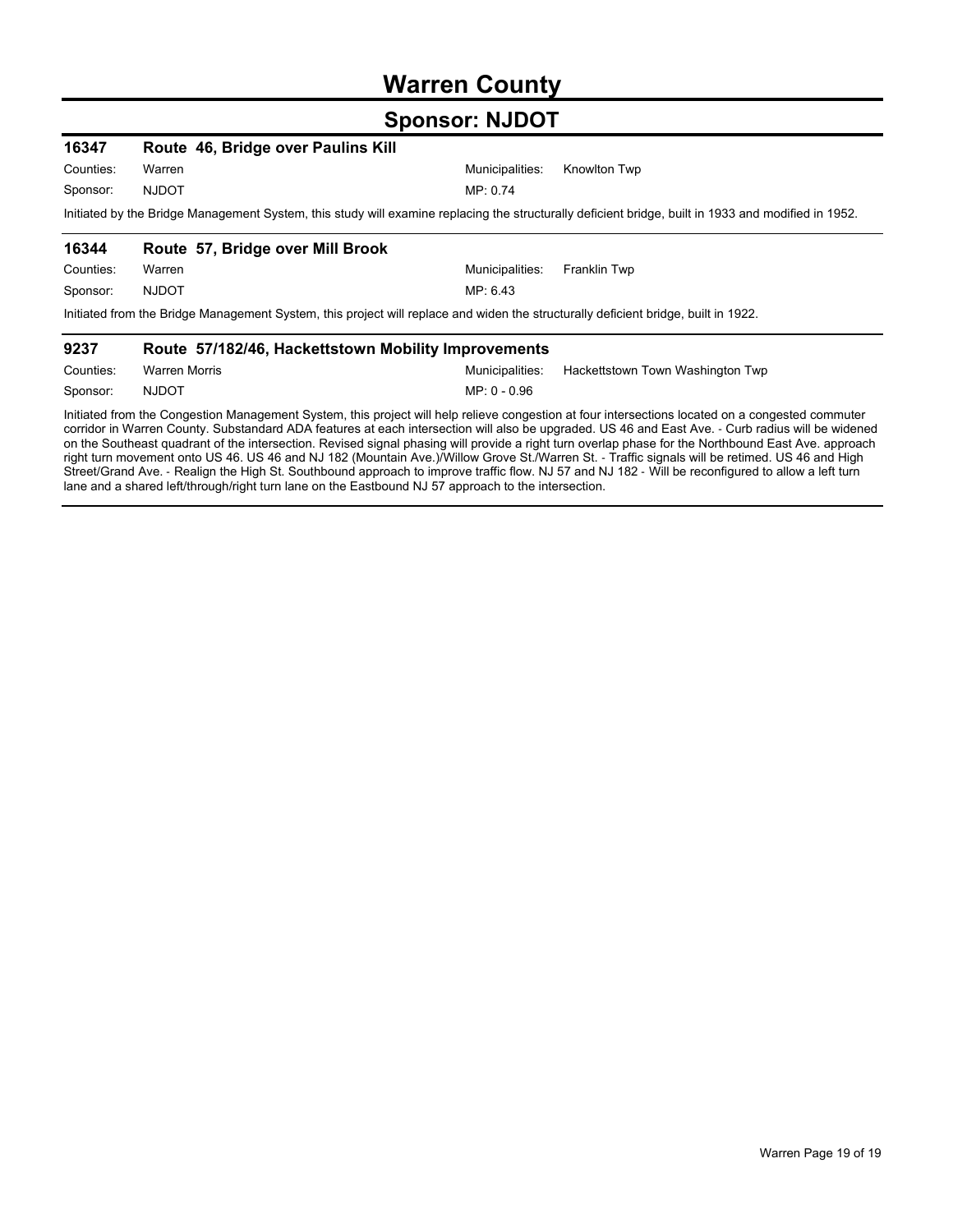# Warren County

## Sponsor: NJDOT

### 16347 Route 46, Bridge over Paulins Kill

Counties: Warren
Municipalities: Knowlton Twp
Sponsor: NJDOT
MP: 0.74

Initiated by the Bridge Management System, this study will examine replacing the structurally deficient bridge, built in 1933 and modified in 1952.

### 16344 Route 57, Bridge over Mill Brook

Counties: Warren
Municipalities: Franklin Twp
Sponsor: NJDOT
MP: 6.43

Initiated from the Bridge Management System, this project will replace and widen the structurally deficient bridge, built in 1922.

### 9237 Route 57/182/46, Hackettstown Mobility Improvements

Counties: Warren Morris
Municipalities: Hackettstown Town Washington Twp
Sponsor: NJDOT
MP: 0 - 0.96

Initiated from the Congestion Management System, this project will help relieve congestion at four intersections located on a congested commuter corridor in Warren County. Substandard ADA features at each intersection will also be upgraded. US 46 and East Ave. - Curb radius will be widened on the Southeast quadrant of the intersection. Revised signal phasing will provide a right turn overlap phase for the Northbound East Ave. approach right turn movement onto US 46. US 46 and NJ 182 (Mountain Ave.)/Willow Grove St./Warren St. - Traffic signals will be retimed. US 46 and High Street/Grand Ave. - Realign the High St. Southbound approach to improve traffic flow. NJ 57 and NJ 182 - Will be reconfigured to allow a left turn lane and a shared left/through/right turn lane on the Eastbound NJ 57 approach to the intersection.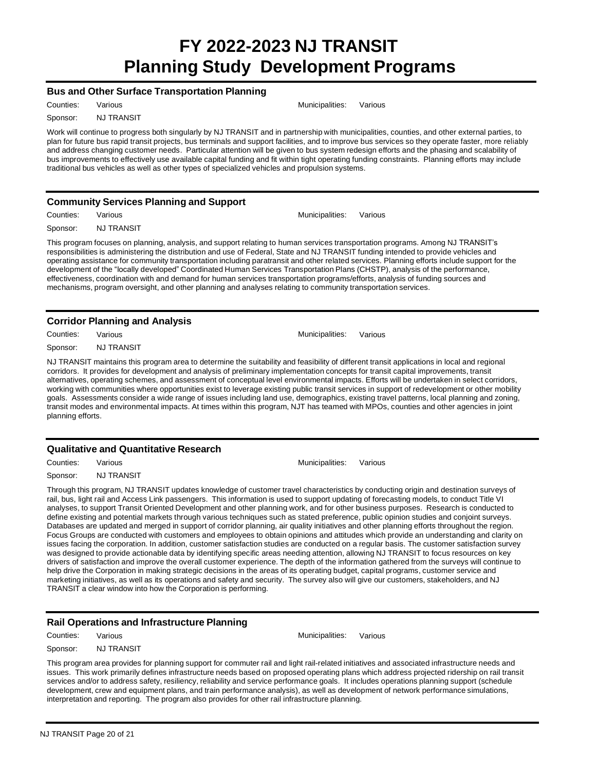# FY 2022-2023 NJ TRANSIT Planning Study Development Programs

## Bus and Other Surface Transportation Planning

Counties: Various  
Municipalities: Various  
Sponsor: NJ TRANSIT

Work will continue to progress both singularly by NJ TRANSIT and in partnership with municipalities, counties, and other external parties, to plan for future bus rapid transit projects, bus terminals and support facilities, and to improve bus services so they operate faster, more reliably and address changing customer needs. Particular attention will be given to bus system redesign efforts and the phasing and scalability of bus improvements to effectively use available capital funding and fit within tight operating funding constraints. Planning efforts may include traditional bus vehicles as well as other types of specialized vehicles and propulsion systems.

## Community Services Planning and Support

Counties: Various  
Municipalities: Various  
Sponsor: NJ TRANSIT

This program focuses on planning, analysis, and support relating to human services transportation programs. Among NJ TRANSIT's responsibilities is administering the distribution and use of Federal, State and NJ TRANSIT funding intended to provide vehicles and operating assistance for community transportation including paratransit and other related services. Planning efforts include support for the development of the "locally developed" Coordinated Human Services Transportation Plans (CHSTP), analysis of the performance, effectiveness, coordination with and demand for human services transportation programs/efforts, analysis of funding sources and mechanisms, program oversight, and other planning and analyses relating to community transportation services.

## Corridor Planning and Analysis

Counties: Various  
Municipalities: Various  
Sponsor: NJ TRANSIT

NJ TRANSIT maintains this program area to determine the suitability and feasibility of different transit applications in local and regional corridors. It provides for development and analysis of preliminary implementation concepts for transit capital improvements, transit alternatives, operating schemes, and assessment of conceptual level environmental impacts. Efforts will be undertaken in select corridors, working with communities where opportunities exist to leverage existing public transit services in support of redevelopment or other mobility goals. Assessments consider a wide range of issues including land use, demographics, existing travel patterns, local planning and zoning, transit modes and environmental impacts. At times within this program, NJT has teamed with MPOs, counties and other agencies in joint planning efforts.

## Qualitative and Quantitative Research

Counties: Various  
Municipalities: Various  
Sponsor: NJ TRANSIT

Through this program, NJ TRANSIT updates knowledge of customer travel characteristics by conducting origin and destination surveys of rail, bus, light rail and Access Link passengers. This information is used to support updating of forecasting models, to conduct Title VI analyses, to support Transit Oriented Development and other planning work, and for other business purposes. Research is conducted to define existing and potential markets through various techniques such as stated preference, public opinion studies and conjoint surveys. Databases are updated and merged in support of corridor planning, air quality initiatives and other planning efforts throughout the region. Focus Groups are conducted with customers and employees to obtain opinions and attitudes which provide an understanding and clarity on issues facing the corporation. In addition, customer satisfaction studies are conducted on a regular basis. The customer satisfaction survey was designed to provide actionable data by identifying specific areas needing attention, allowing NJ TRANSIT to focus resources on key drivers of satisfaction and improve the overall customer experience. The depth of the information gathered from the surveys will continue to help drive the Corporation in making strategic decisions in the areas of its operating budget, capital programs, customer service and marketing initiatives, as well as its operations and safety and security. The survey also will give our customers, stakeholders, and NJ TRANSIT a clear window into how the Corporation is performing.

## Rail Operations and Infrastructure Planning

Counties: Various  
Municipalities: Various  
Sponsor: NJ TRANSIT

This program area provides for planning support for commuter rail and light rail-related initiatives and associated infrastructure needs and issues. This work primarily defines infrastructure needs based on proposed operating plans which address projected ridership on rail transit services and/or to address safety, resiliency, reliability and service performance goals. It includes operations planning support (schedule development, crew and equipment plans, and train performance analysis), as well as development of network performance simulations, interpretation and reporting. The program also provides for other rail infrastructure planning.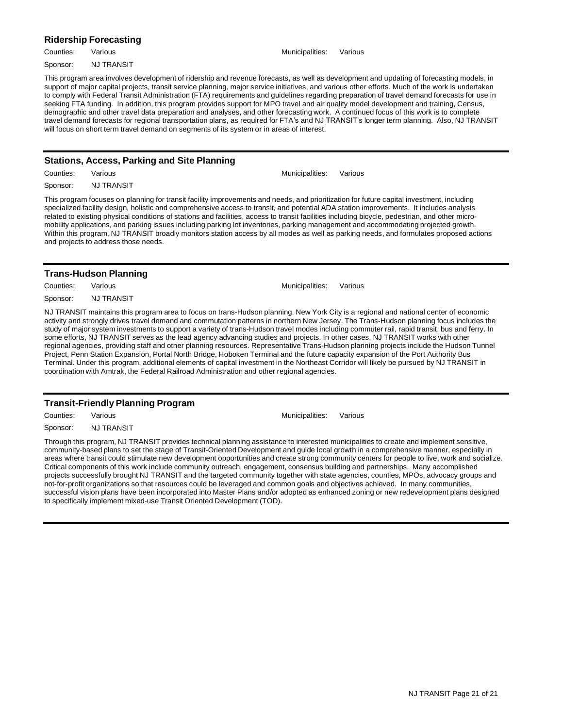### Ridership Forecasting

Counties: Various Municipalities: Various

Sponsor: NJ TRANSIT

This program area involves development of ridership and revenue forecasts, as well as development and updating of forecasting models, in support of major capital projects, transit service planning, major service initiatives, and various other efforts. Much of the work is undertaken to comply with Federal Transit Administration (FTA) requirements and guidelines regarding preparation of travel demand forecasts for use in seeking FTA funding. In addition, this program provides support for MPO travel and air quality model development and training, Census, demographic and other travel data preparation and analyses, and other forecasting work. A continued focus of this work is to complete travel demand forecasts for regional transportation plans, as required for FTA's and NJ TRANSIT's longer term planning. Also, NJ TRANSIT will focus on short term travel demand on segments of its system or in areas of interest.

---

### Stations, Access, Parking and Site Planning

Counties: Various Municipalities: Various

Sponsor: NJ TRANSIT

This program focuses on planning for transit facility improvements and needs, and prioritization for future capital investment, including specialized facility design, holistic and comprehensive access to transit, and potential ADA station improvements. It includes analysis related to existing physical conditions of stations and facilities, access to transit facilities including bicycle, pedestrian, and other micro-mobility applications, and parking issues including parking lot inventories, parking management and accommodating projected growth. Within this program, NJ TRANSIT broadly monitors station access by all modes as well as parking needs, and formulates proposed actions and projects to address those needs.

---

### Trans-Hudson Planning

Counties: Various Municipalities: Various

Sponsor: NJ TRANSIT

NJ TRANSIT maintains this program area to focus on trans-Hudson planning. New York City is a regional and national center of economic activity and strongly drives travel demand and commutation patterns in northern New Jersey. The Trans-Hudson planning focus includes the study of major system investments to support a variety of trans-Hudson travel modes including commuter rail, rapid transit, bus and ferry. In some efforts, NJ TRANSIT serves as the lead agency advancing studies and projects. In other cases, NJ TRANSIT works with other regional agencies, providing staff and other planning resources. Representative Trans-Hudson planning projects include the Hudson Tunnel Project, Penn Station Expansion, Portal North Bridge, Hoboken Terminal and the future capacity expansion of the Port Authority Bus Terminal. Under this program, additional elements of capital investment in the Northeast Corridor will likely be pursued by NJ TRANSIT in coordination with Amtrak, the Federal Railroad Administration and other regional agencies.

---

### Transit-Friendly Planning Program

Counties: Various Municipalities: Various

Sponsor: NJ TRANSIT

Through this program, NJ TRANSIT provides technical planning assistance to interested municipalities to create and implement sensitive, community-based plans to set the stage of Transit-Oriented Development and guide local growth in a comprehensive manner, especially in areas where transit could stimulate new development opportunities and create strong community centers for people to live, work and socialize. Critical components of this work include community outreach, engagement, consensus building and partnerships. Many accomplished projects successfully brought NJ TRANSIT and the targeted community together with state agencies, counties, MPOs, advocacy groups and not-for-profit organizations so that resources could be leveraged and common goals and objectives achieved. In many communities, successful vision plans have been incorporated into Master Plans and/or adopted as enhanced zoning or new redevelopment plans designed to specifically implement mixed-use Transit Oriented Development (TOD).

---